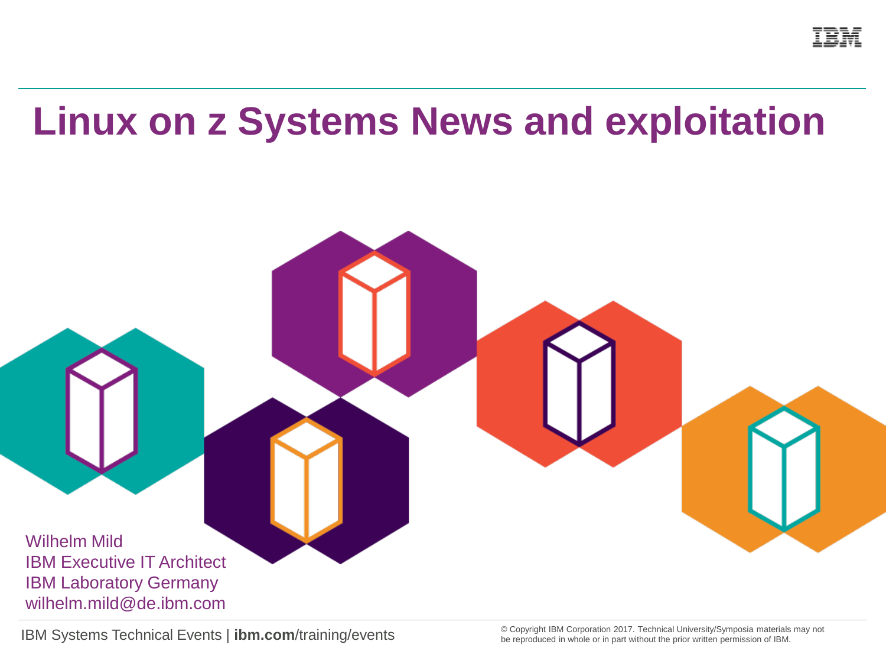# Linux on z Systems News and exploitation

Wilhelm Mild
IBM Executive IT Architect
IBM Laboratory Germany
wilhelm.mild@de.ibm.com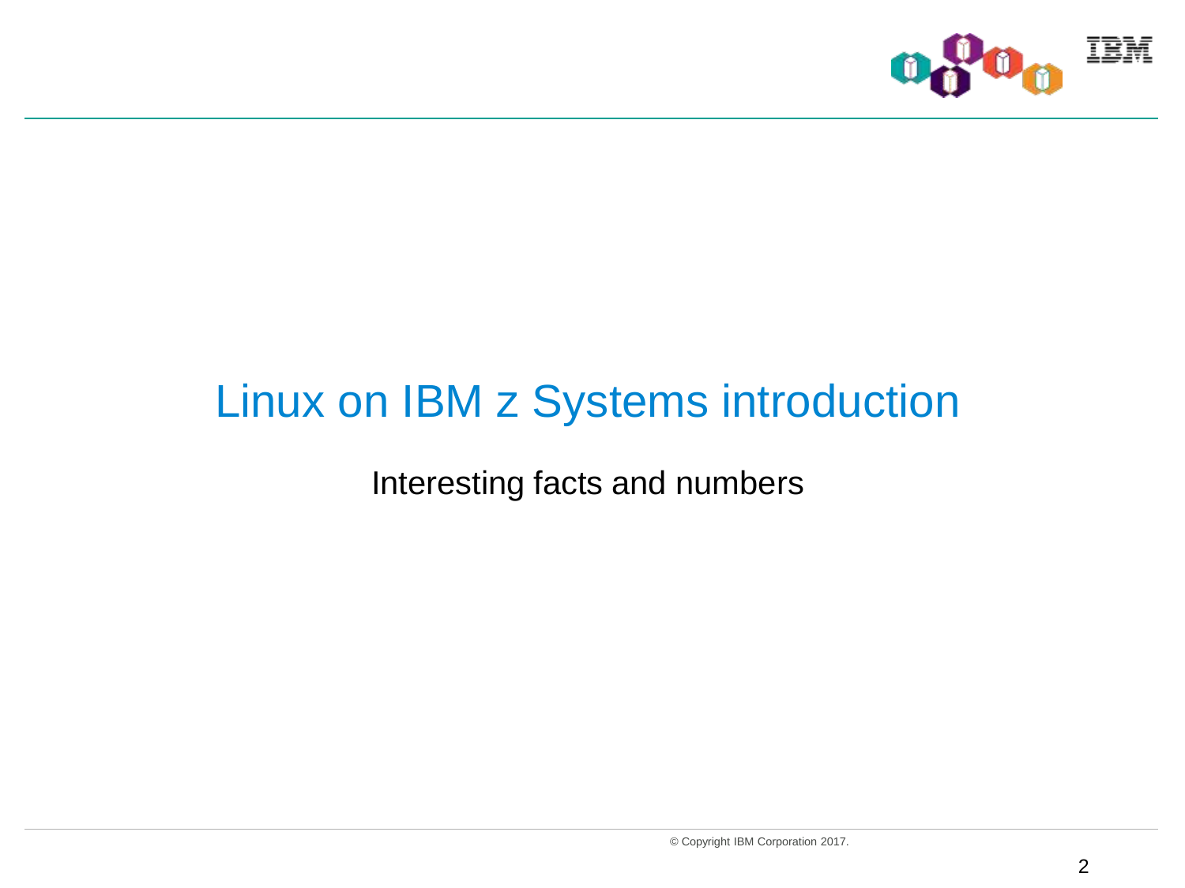# Linux on IBM z Systems introduction

Interesting facts and numbers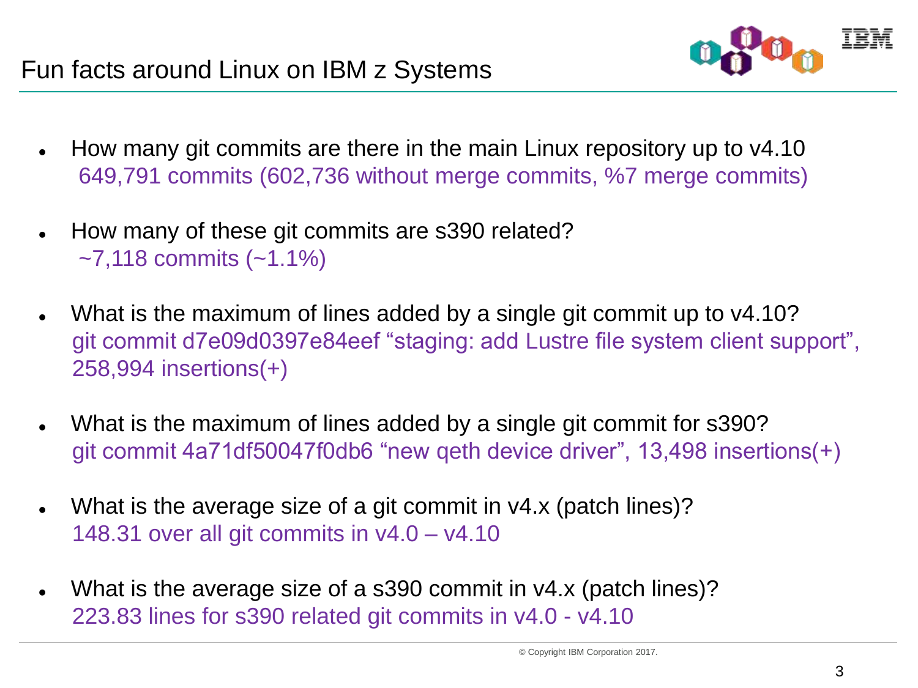# Fun facts around Linux on IBM z Systems

- How many git commits are there in the main Linux repository up to v4.10
  649,791 commits (602,736 without merge commits, %7 merge commits)
- How many of these git commits are s390 related?
  ~7,118 commits (~1.1%)
- What is the maximum of lines added by a single git commit up to v4.10?
  git commit d7e09d0397e84eef “staging: add Lustre file system client support”, 258,994 insertions(+)
- What is the maximum of lines added by a single git commit for s390?
  git commit 4a71df50047f0db6 “new qeth device driver”, 13,498 insertions(+)
- What is the average size of a git commit in v4.x (patch lines)?
  148.31 over all git commits in v4.0 – v4.10
- What is the average size of a s390 commit in v4.x (patch lines)?
  223.83 lines for s390 related git commits in v4.0 - v4.10

© Copyright IBM Corporation 2017.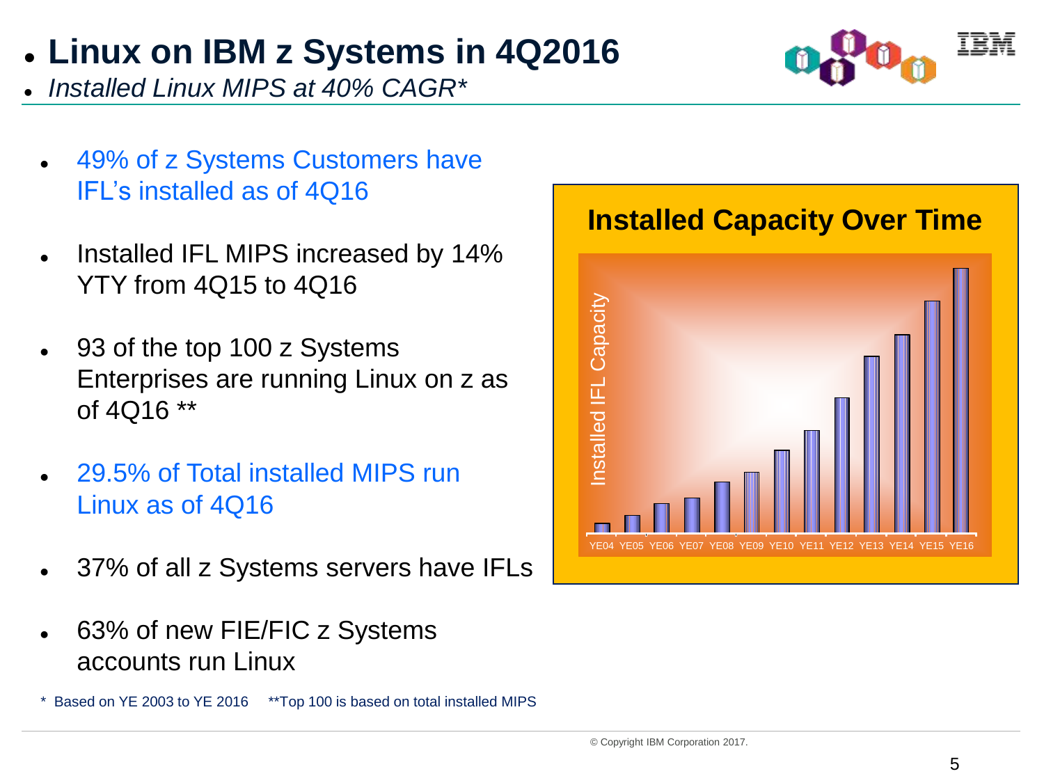# Linux on IBM z Systems in 4Q2016

*Installed Linux MIPS at 40% CAGR**

- 49% of z Systems Customers have IFL's installed as of 4Q16
- Installed IFL MIPS increased by 14% YTY from 4Q15 to 4Q16
- 93 of the top 100 z Systems Enterprises are running Linux on z as of 4Q16 **
- 29.5% of Total installed MIPS run Linux as of 4Q16
- 37% of all z Systems servers have IFLs
- 63% of new FIE/FIC z Systems accounts run Linux

**Installed Capacity Over Time**

Installed IFL Capacity

YE04 YE05 YE06 YE07 YE08 YE09 YE10 YE11 YE12 YE13 YE14 YE15 YE16

\* Based on YE 2003 to YE 2016 **Top 100 is based on total installed MIPS

© Copyright IBM Corporation 2017.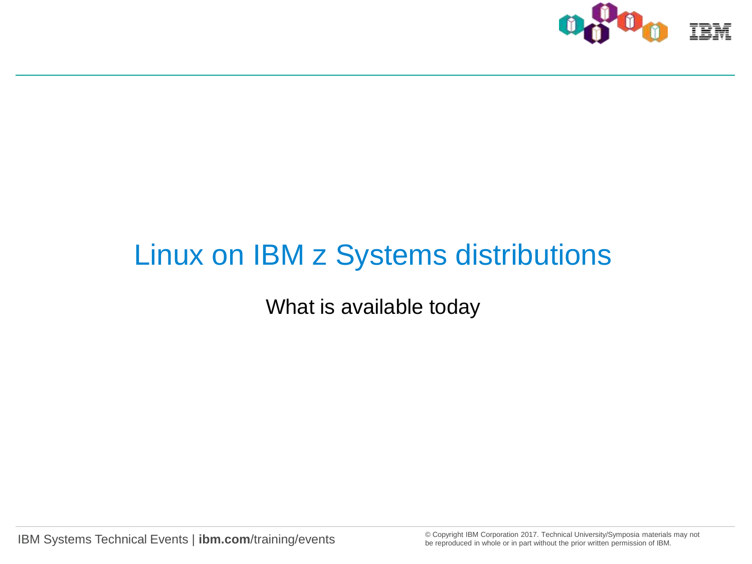# Linux on IBM z Systems distributions

What is available today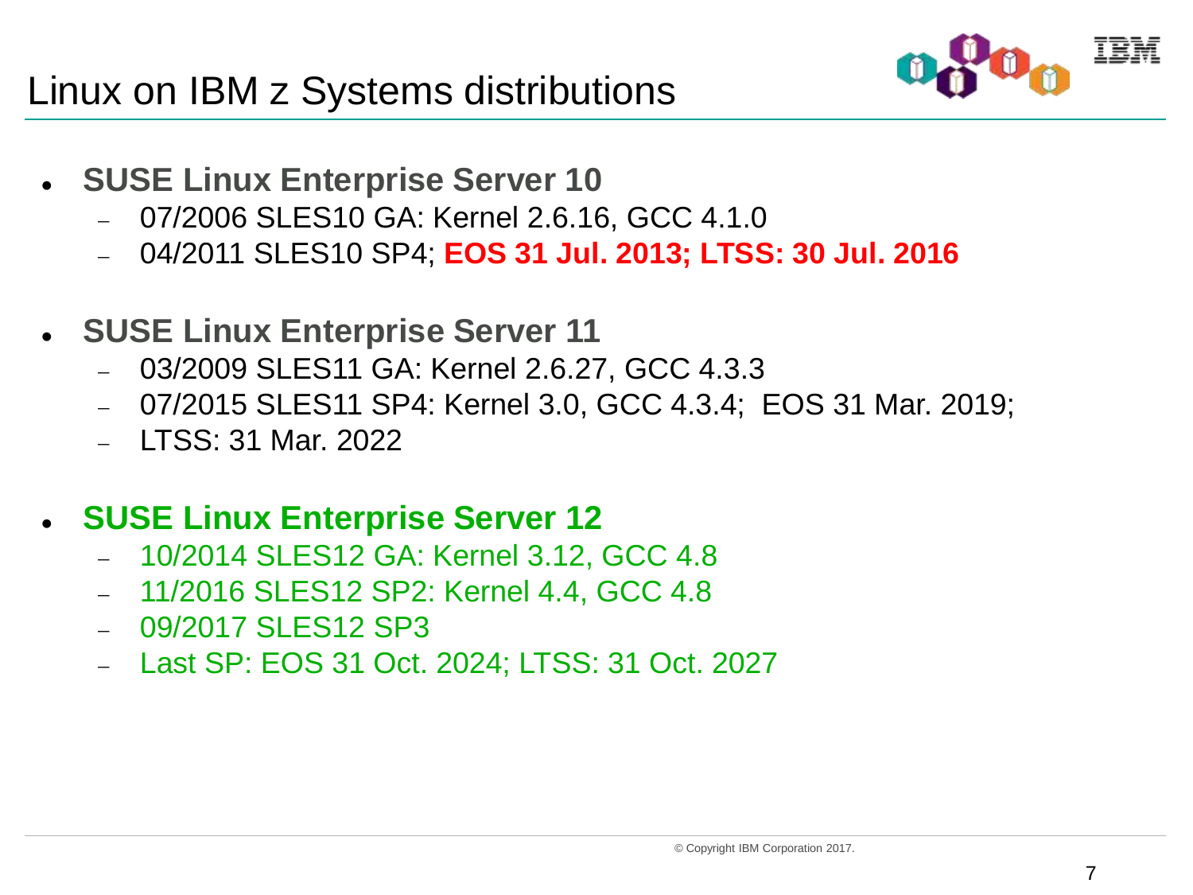# Linux on IBM z Systems distributions

- **SUSE Linux Enterprise Server 10**
  - 07/2006 SLES10 GA: Kernel 2.6.16, GCC 4.1.0
  - 04/2011 SLES10 SP4; **EOS 31 Jul. 2013; LTSS: 30 Jul. 2016**

- **SUSE Linux Enterprise Server 11**
  - 03/2009 SLES11 GA: Kernel 2.6.27, GCC 4.3.3
  - 07/2015 SLES11 SP4: Kernel 3.0, GCC 4.3.4; EOS 31 Mar. 2019;
  - LTSS: 31 Mar. 2022

- **SUSE Linux Enterprise Server 12**
  - 10/2014 SLES12 GA: Kernel 3.12, GCC 4.8
  - 11/2016 SLES12 SP2: Kernel 4.4, GCC 4.8
  - 09/2017 SLES12 SP3
  - Last SP: EOS 31 Oct. 2024; LTSS: 31 Oct. 2027

© Copyright IBM Corporation 2017.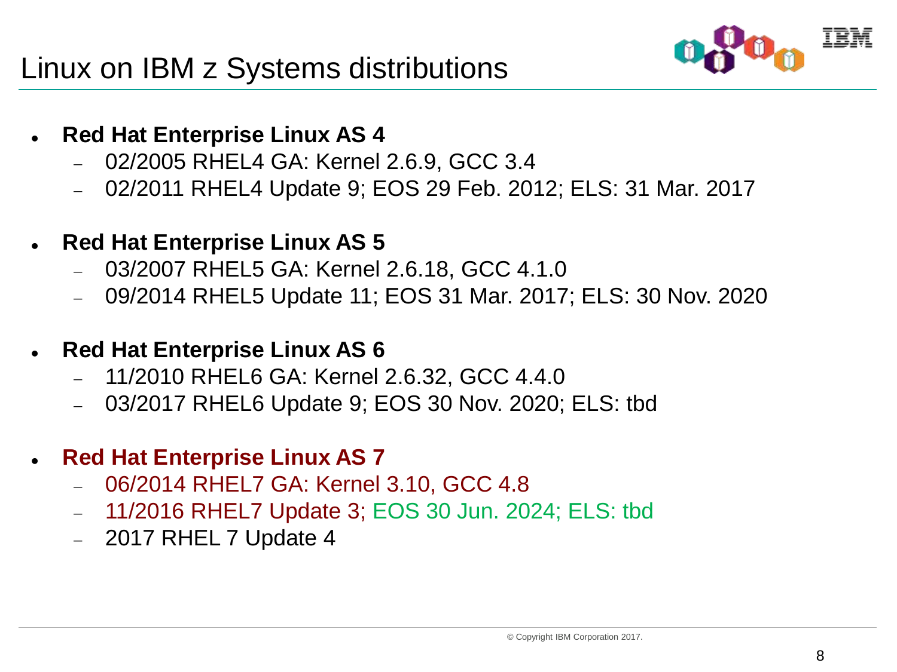# Linux on IBM z Systems distributions

- **Red Hat Enterprise Linux AS 4**
  - 02/2005 RHEL4 GA: Kernel 2.6.9, GCC 3.4
  - 02/2011 RHEL4 Update 9; EOS 29 Feb. 2012; ELS: 31 Mar. 2017

- **Red Hat Enterprise Linux AS 5**
  - 03/2007 RHEL5 GA: Kernel 2.6.18, GCC 4.1.0
  - 09/2014 RHEL5 Update 11; EOS 31 Mar. 2017; ELS: 30 Nov. 2020

- **Red Hat Enterprise Linux AS 6**
  - 11/2010 RHEL6 GA: Kernel 2.6.32, GCC 4.4.0
  - 03/2017 RHEL6 Update 9; EOS 30 Nov. 2020; ELS: tbd

- **Red Hat Enterprise Linux AS 7**
  - 06/2014 RHEL7 GA: Kernel 3.10, GCC 4.8
  - 11/2016 RHEL7 Update 3; EOS 30 Jun. 2024; ELS: tbd
  - 2017 RHEL 7 Update 4

© Copyright IBM Corporation 2017.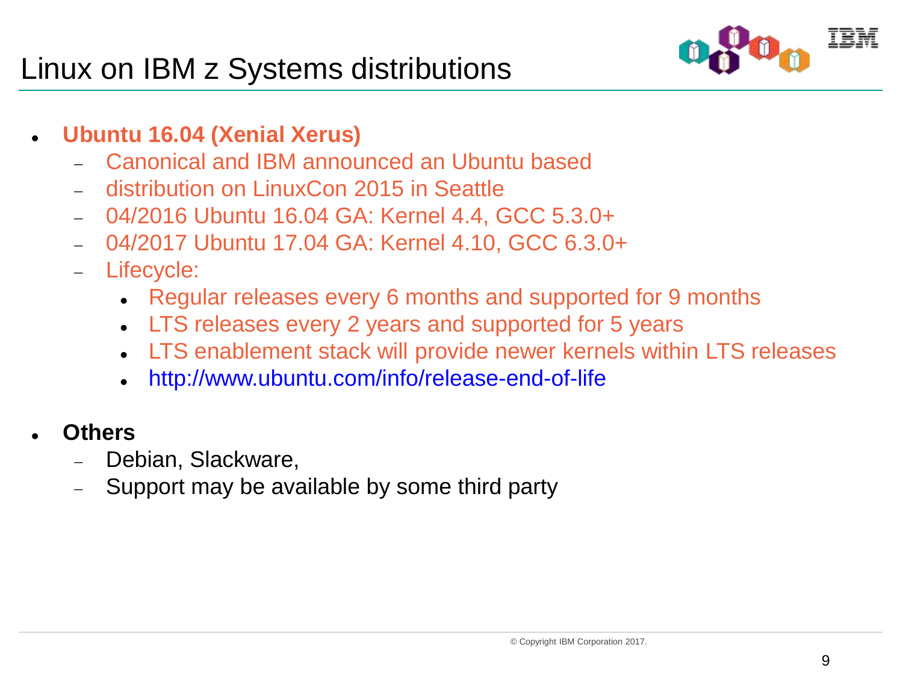# Linux on IBM z Systems distributions

- **Ubuntu 16.04 (Xenial Xerus)**
  - Canonical and IBM announced an Ubuntu based
  - distribution on LinuxCon 2015 in Seattle
  - 04/2016 Ubuntu 16.04 GA: Kernel 4.4, GCC 5.3.0+
  - 04/2017 Ubuntu 17.04 GA: Kernel 4.10, GCC 6.3.0+
  - Lifecycle:
    - Regular releases every 6 months and supported for 9 months
    - LTS releases every 2 years and supported for 5 years
    - LTS enablement stack will provide newer kernels within LTS releases
    - http://www.ubuntu.com/info/release-end-of-life

- **Others**
  - Debian, Slackware,
  - Support may be available by some third party

© Copyright IBM Corporation 2017.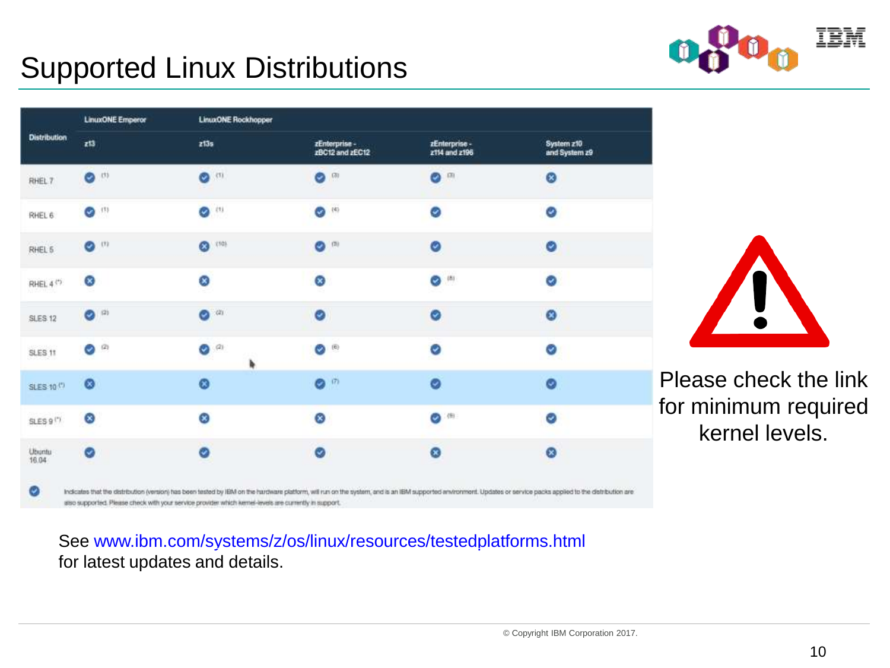# Supported Linux Distributions

| Distribution | LinuxONE Emperor | LinuxONE Rockhopper | | | |
| --- | --- | --- | --- | --- | --- |
| | z13 | z13s | zEnterprise - zBC12 and zEC12 | zEnterprise - z114 and z196 | System z10 and System z9 |
| RHEL 7 | ✔ (1) | ✔ (1) | ✔ (3) | ✔ (3) | ✖ |
| RHEL 6 | ✔ (1) | ✔ (1) | ✔ (4) | ✔ | ✔ |
| RHEL 5 | ✔ (1) | ✖ (10) | ✔ (5) | ✔ | ✔ |
| RHEL 4 (*) | ✖ | ✖ | ✖ | ✔ (8) | ✔ |
| SLES 12 | ✔ (2) | ✔ (2) | ✔ | ✔ | ✖ |
| SLES 11 | ✔ (2) | ✔ (2) | ✔ (6) | ✔ | ✔ |
| SLES 10 (*) | ✖ | ✖ | ✔ (7) | ✔ | ✔ |
| SLES 9 (*) | ✖ | ✖ | ✖ | ✔ (9) | ✔ |
| Ubuntu 16.04 | ✔ | ✔ | ✔ | ✖ | ✖ |

✔ Indicates that the distribution (version) has been tested by IBM on the hardware platform, will run on the system, and is an IBM supported environment. Updates or service packs applied to the distribution are also supported. Please check with your service provider which kernel-levels are currently in support.

Please check the link for minimum required kernel levels.

See www.ibm.com/systems/z/os/linux/resources/testedplatforms.html for latest updates and details.

© Copyright IBM Corporation 2017.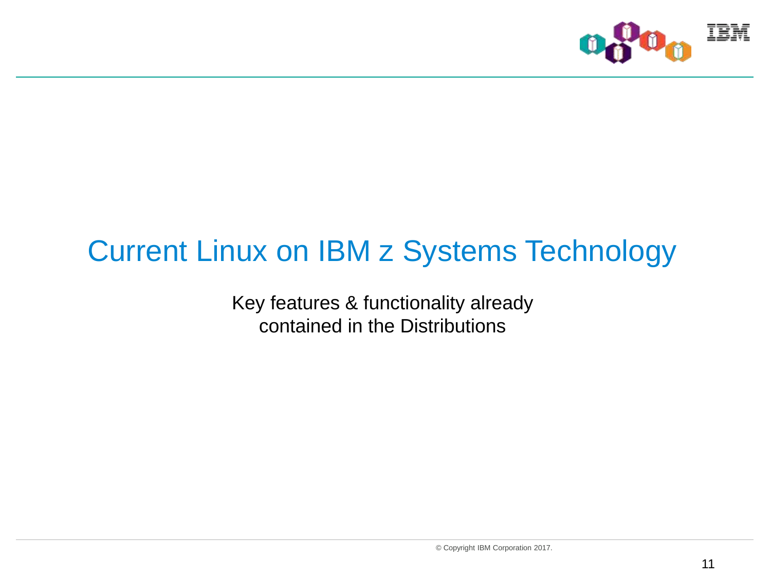# Current Linux on IBM z Systems Technology

Key features & functionality already contained in the Distributions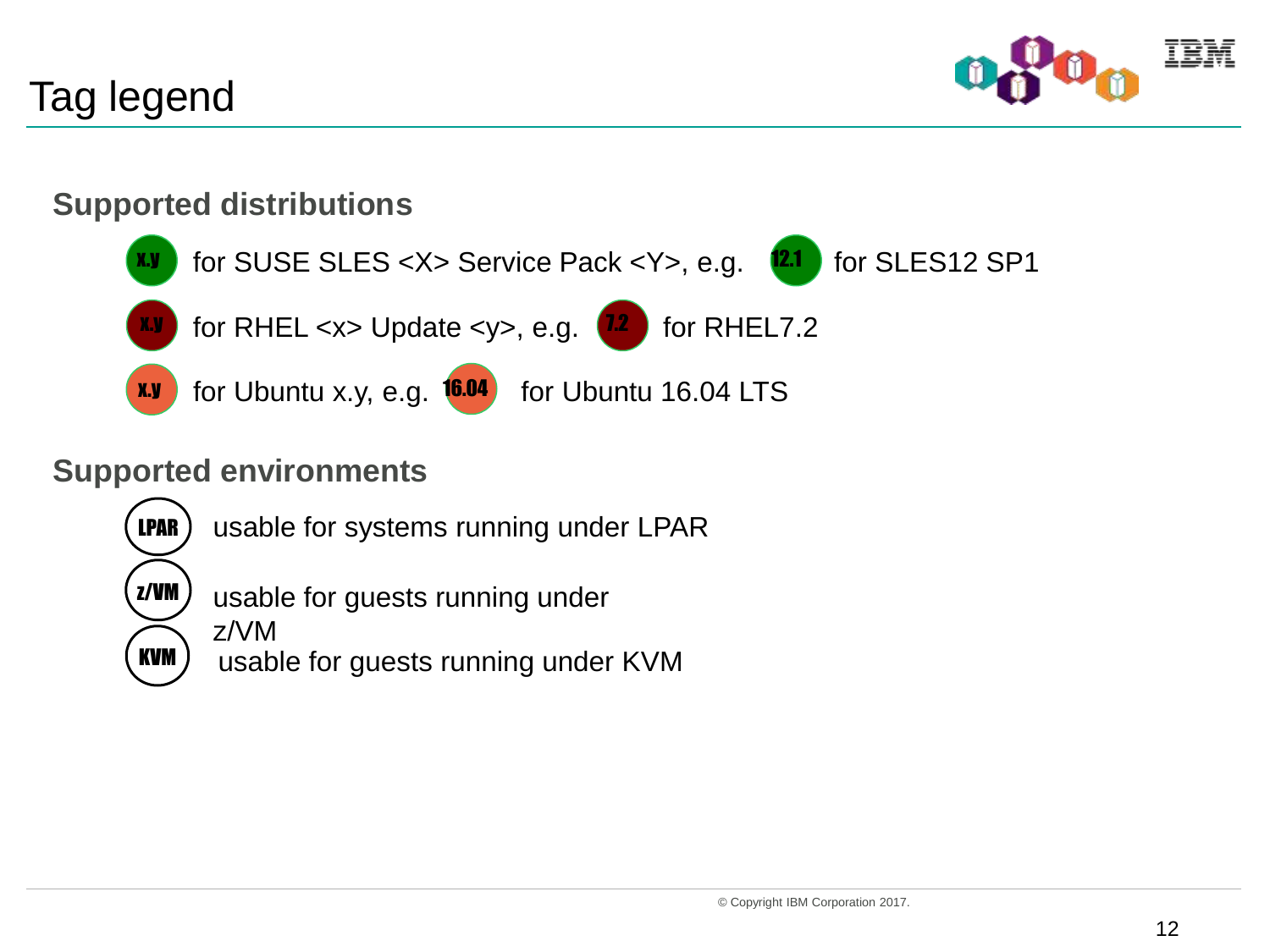# Tag legend

## Supported distributions

- x.y for SUSE SLES <X> Service Pack <Y>, e.g. 12.1 for SLES12 SP1
- x.y for RHEL <x> Update <y>, e.g. 7.2 for RHEL7.2
- x.y for Ubuntu x.y, e.g. 16.04 for Ubuntu 16.04 LTS

## Supported environments

- LPAR usable for systems running under LPAR
- z/VM usable for guests running under z/VM
- KVM usable for guests running under KVM

© Copyright IBM Corporation 2017.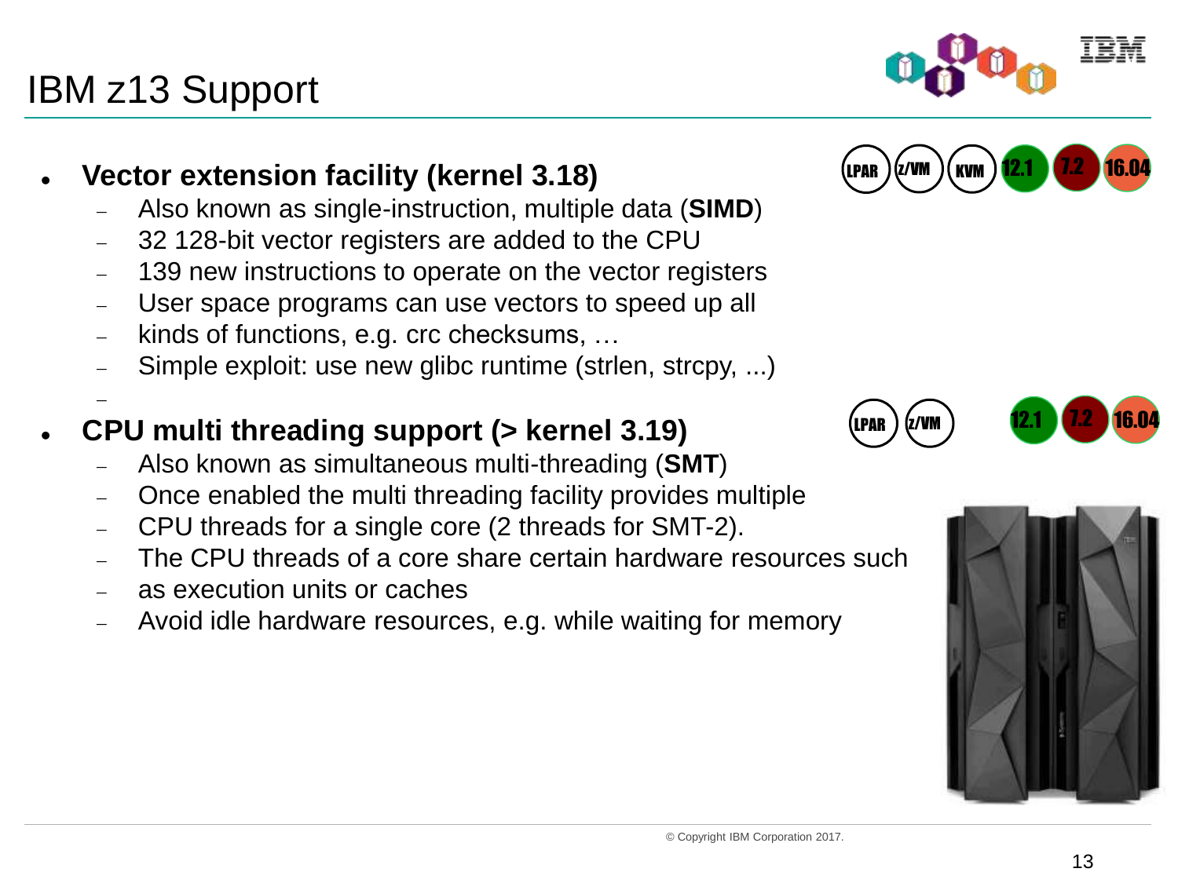# IBM z13 Support

- **Vector extension facility (kernel 3.18)**
  - Also known as single-instruction, multiple data (**SIMD**)
  - 32 128-bit vector registers are added to the CPU
  - 139 new instructions to operate on the vector registers
  - User space programs can use vectors to speed up all
  - kinds of functions, e.g. crc checksums, …
  - Simple exploit: use new glibc runtime (strlen, strcpy, ...)
  - 

LPAR z/VM KVM 12.1 7.2 16.04

- **CPU multi threading support (> kernel 3.19)**
  - Also known as simultaneous multi-threading (**SMT**)
  - Once enabled the multi threading facility provides multiple
  - CPU threads for a single core (2 threads for SMT-2).
  - The CPU threads of a core share certain hardware resources such
  - as execution units or caches
  - Avoid idle hardware resources, e.g. while waiting for memory

LPAR z/VM 12.1 7.2 16.04

© Copyright IBM Corporation 2017.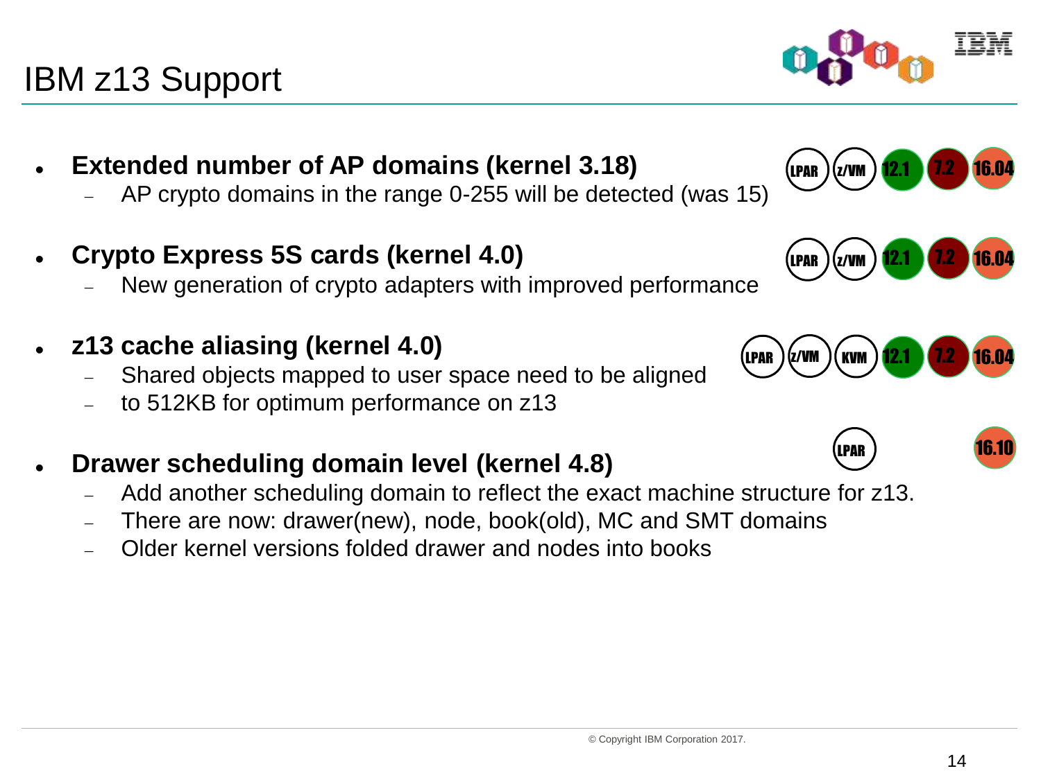# IBM z13 Support

- **Extended number of AP domains (kernel 3.18)** — LPAR, z/VM, 12.1, 7.2, 16.04
  - AP crypto domains in the range 0-255 will be detected (was 15)
- **Crypto Express 5S cards (kernel 4.0)** — LPAR, z/VM, 12.1, 7.2, 16.04
  - New generation of crypto adapters with improved performance
- **z13 cache aliasing (kernel 4.0)** — LPAR, z/VM, KVM, 12.1, 7.2, 16.04
  - Shared objects mapped to user space need to be aligned
  - to 512KB for optimum performance on z13
- **Drawer scheduling domain level (kernel 4.8)** — LPAR, 16.10
  - Add another scheduling domain to reflect the exact machine structure for z13.
  - There are now: drawer(new), node, book(old), MC and SMT domains
  - Older kernel versions folded drawer and nodes into books

© Copyright IBM Corporation 2017.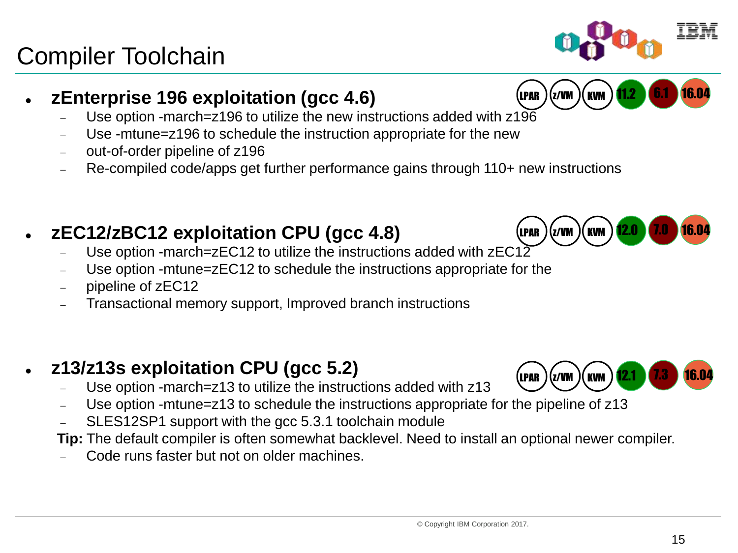# Compiler Toolchain

- **zEnterprise 196 exploitation (gcc 4.6)**

  LPAR | z/VM | KVM | 11.2 | 6.1 | 16.04

  - Use option -march=z196 to utilize the new instructions added with z196
  - Use -mtune=z196 to schedule the instruction appropriate for the new
  - out-of-order pipeline of z196
  - Re-compiled code/apps get further performance gains through 110+ new instructions

- **zEC12/zBC12 exploitation CPU (gcc 4.8)**

  LPAR | z/VM | KVM | 12.0 | 7.0 | 16.04

  - Use option -march=zEC12 to utilize the instructions added with zEC12
  - Use option -mtune=zEC12 to schedule the instructions appropriate for the
  - pipeline of zEC12
  - Transactional memory support, Improved branch instructions

- **z13/z13s exploitation CPU (gcc 5.2)**

  LPAR | z/VM | KVM | 12.1 | 7.3 | 16.04

  - Use option -march=z13 to utilize the instructions added with z13
  - Use option -mtune=z13 to schedule the instructions appropriate for the pipeline of z13
  - SLES12SP1 support with the gcc 5.3.1 toolchain module

  **Tip:** The default compiler is often somewhat backlevel. Need to install an optional newer compiler.

  - Code runs faster but not on older machines.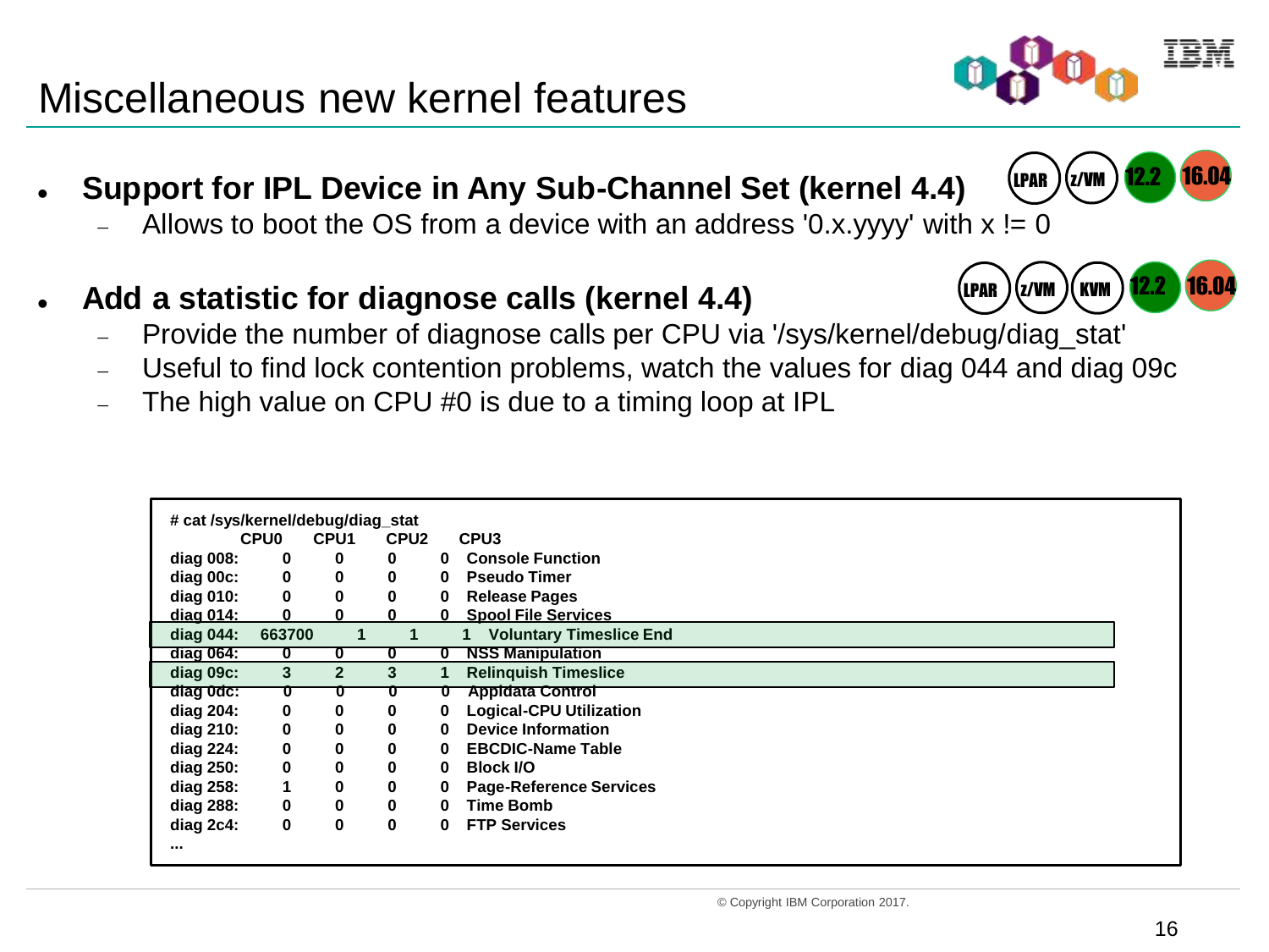# Miscellaneous new kernel features

- **Support for IPL Device in Any Sub-Channel Set (kernel 4.4)**
  LPAR z/VM 12.2 16.04
  - Allows to boot the OS from a device with an address '0.x.yyyy' with x != 0
- **Add a statistic for diagnose calls (kernel 4.4)**
  LPAR z/VM KVM 12.2 16.04
  - Provide the number of diagnose calls per CPU via '/sys/kernel/debug/diag_stat'
  - Useful to find lock contention problems, watch the values for diag 044 and diag 09c
  - The high value on CPU #0 is due to a timing loop at IPL

```
# cat /sys/kernel/debug/diag_stat
          CPU0     CPU1     CPU2     CPU3
diag 008:    0        0        0        0   Console Function
diag 00c:    0        0        0        0   Pseudo Timer
diag 010:    0        0        0        0   Release Pages
diag 014:    0        0        0        0   Spool File Services
diag 044: 663700      1        1        1   Voluntary Timeslice End
diag 064:    0        0        0        0   NSS Manipulation
diag 09c:    3        2        3        1   Relinquish Timeslice
diag 0dc:    0        0        0        0   Appldata Control
diag 204:    0        0        0        0   Logical-CPU Utilization
diag 210:    0        0        0        0   Device Information
diag 224:    0        0        0        0   EBCDIC-Name Table
diag 250:    0        0        0        0   Block I/O
diag 258:    1        0        0        0   Page-Reference Services
diag 288:    0        0        0        0   Time Bomb
diag 2c4:    0        0        0        0   FTP Services
...
```

© Copyright IBM Corporation 2017.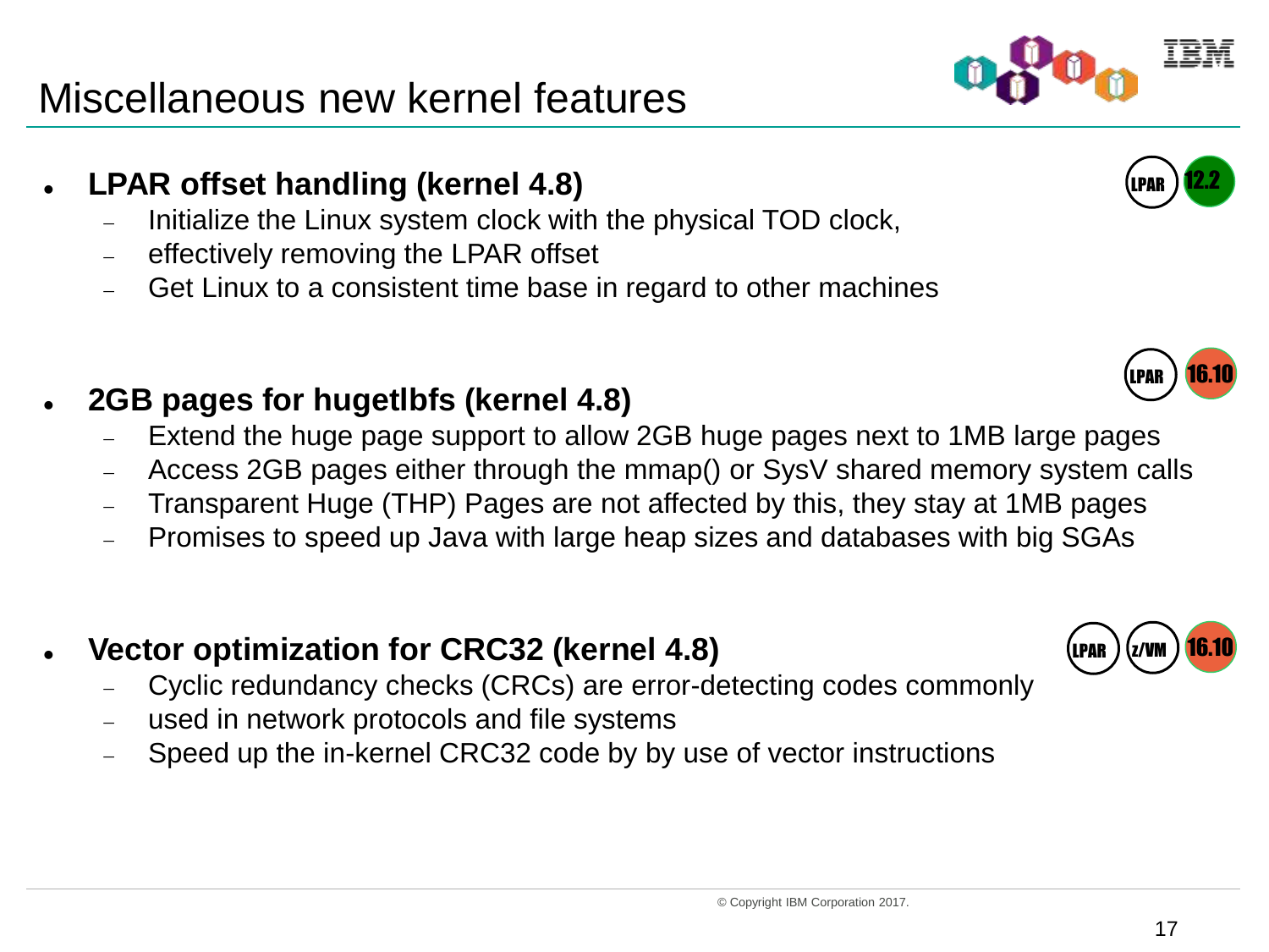# Miscellaneous new kernel features

LPAR 12.2

- **LPAR offset handling (kernel 4.8)**
  - Initialize the Linux system clock with the physical TOD clock,
  - effectively removing the LPAR offset
  - Get Linux to a consistent time base in regard to other machines

LPAR 16.10

- **2GB pages for hugetlbfs (kernel 4.8)**
  - Extend the huge page support to allow 2GB huge pages next to 1MB large pages
  - Access 2GB pages either through the mmap() or SysV shared memory system calls
  - Transparent Huge (THP) Pages are not affected by this, they stay at 1MB pages
  - Promises to speed up Java with large heap sizes and databases with big SGAs

LPAR z/VM 16.10

- **Vector optimization for CRC32 (kernel 4.8)**
  - Cyclic redundancy checks (CRCs) are error-detecting codes commonly
  - used in network protocols and file systems
  - Speed up the in-kernel CRC32 code by by use of vector instructions

© Copyright IBM Corporation 2017.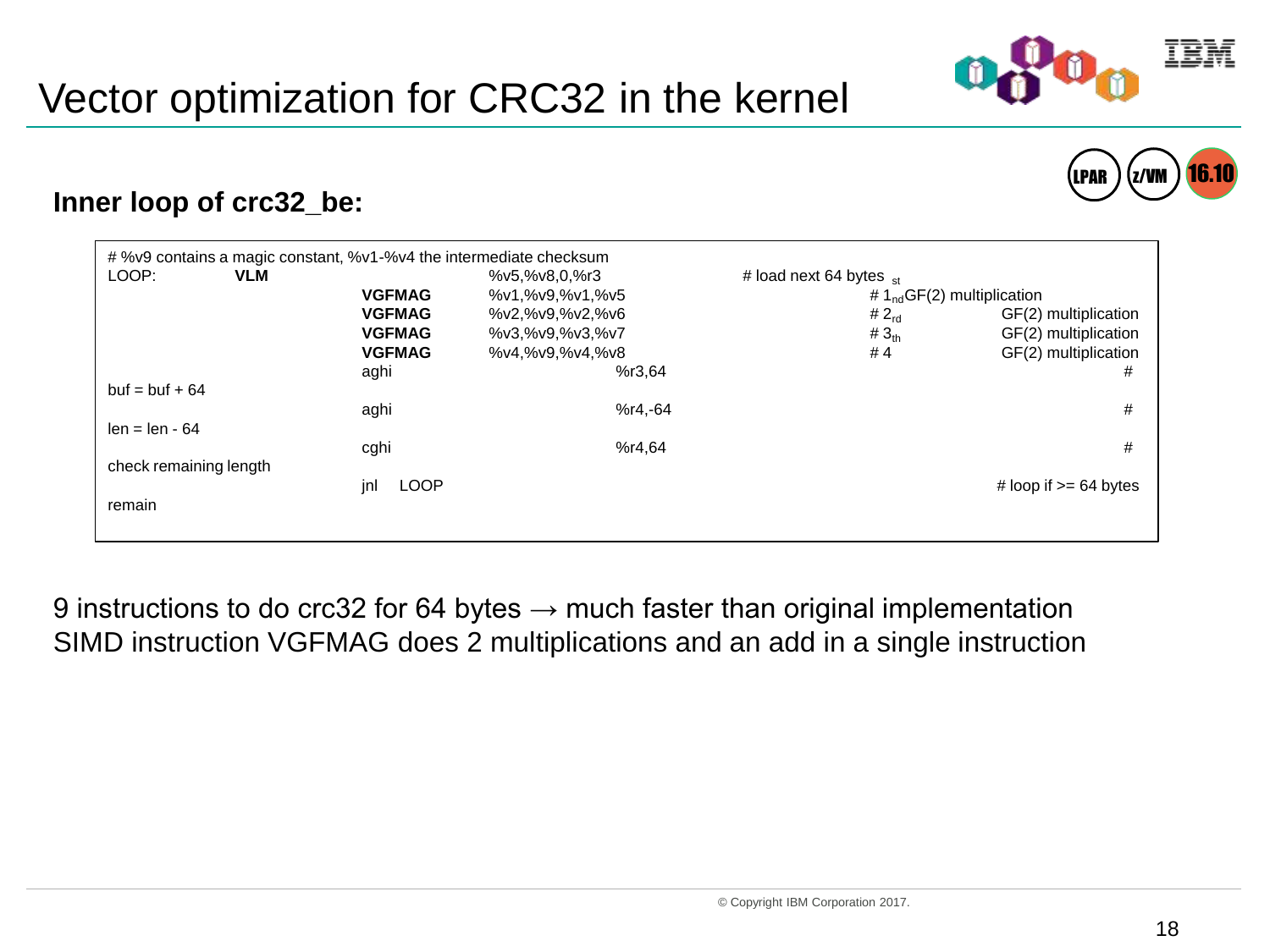# Vector optimization for CRC32 in the kernel

## Inner loop of crc32_be:

```
# %v9 contains a magic constant, %v1-%v4 the intermediate checksum
LOOP:   VLM     %v5,%v8,0,%r3       # load next 64 bytes
        VGFMAG  %v1,%v9,%v1,%v5     # 1st GF(2) multiplication
        VGFMAG  %v2,%v9,%v2,%v6     # 2nd GF(2) multiplication
        VGFMAG  %v3,%v9,%v3,%v7     # 3rd GF(2) multiplication
        VGFMAG  %v4,%v9,%v4,%v8     # 4th GF(2) multiplication
        aghi    %r3,64              # buf = buf + 64
        aghi    %r4,-64             # len = len - 64
        cghi    %r4,64              # check remaining length
        jnl     LOOP                # loop if >= 64 bytes remain
```

9 instructions to do crc32 for 64 bytes → much faster than original implementation

SIMD instruction VGFMAG does 2 multiplications and an add in a single instruction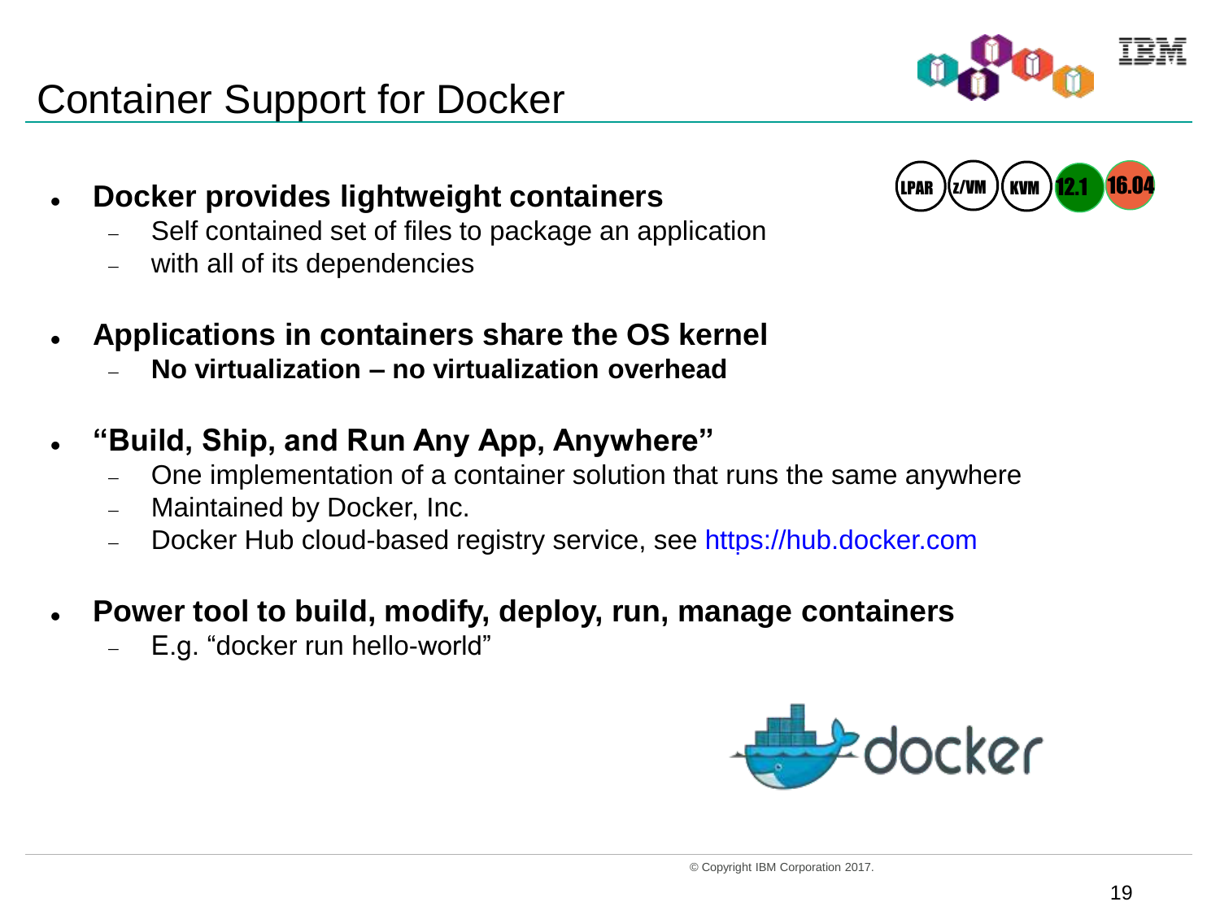# Container Support for Docker

LPAR | z/VM | KVM | 12.1 | 16.04

- **Docker provides lightweight containers**
  - Self contained set of files to package an application
  - with all of its dependencies
- **Applications in containers share the OS kernel**
  - **No virtualization – no virtualization overhead**
- **"Build, Ship, and Run Any App, Anywhere"**
  - One implementation of a container solution that runs the same anywhere
  - Maintained by Docker, Inc.
  - Docker Hub cloud-based registry service, see https://hub.docker.com
- **Power tool to build, modify, deploy, run, manage containers**
  - E.g. "docker run hello-world"

© Copyright IBM Corporation 2017.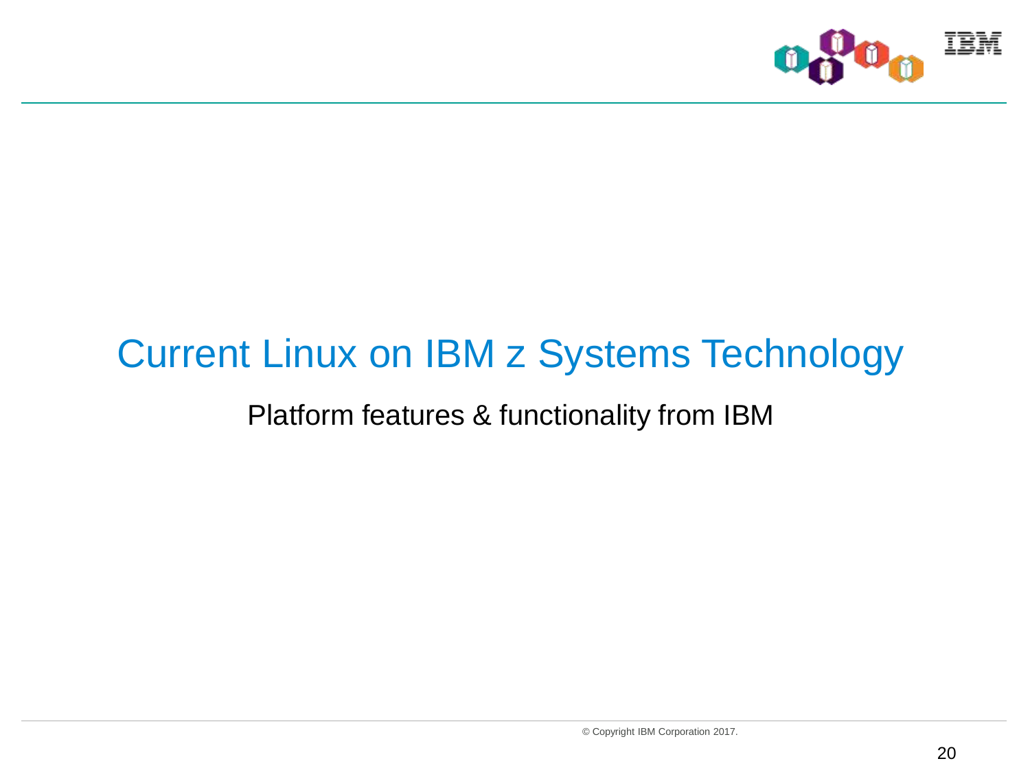# Current Linux on IBM z Systems Technology

Platform features & functionality from IBM

© Copyright IBM Corporation 2017.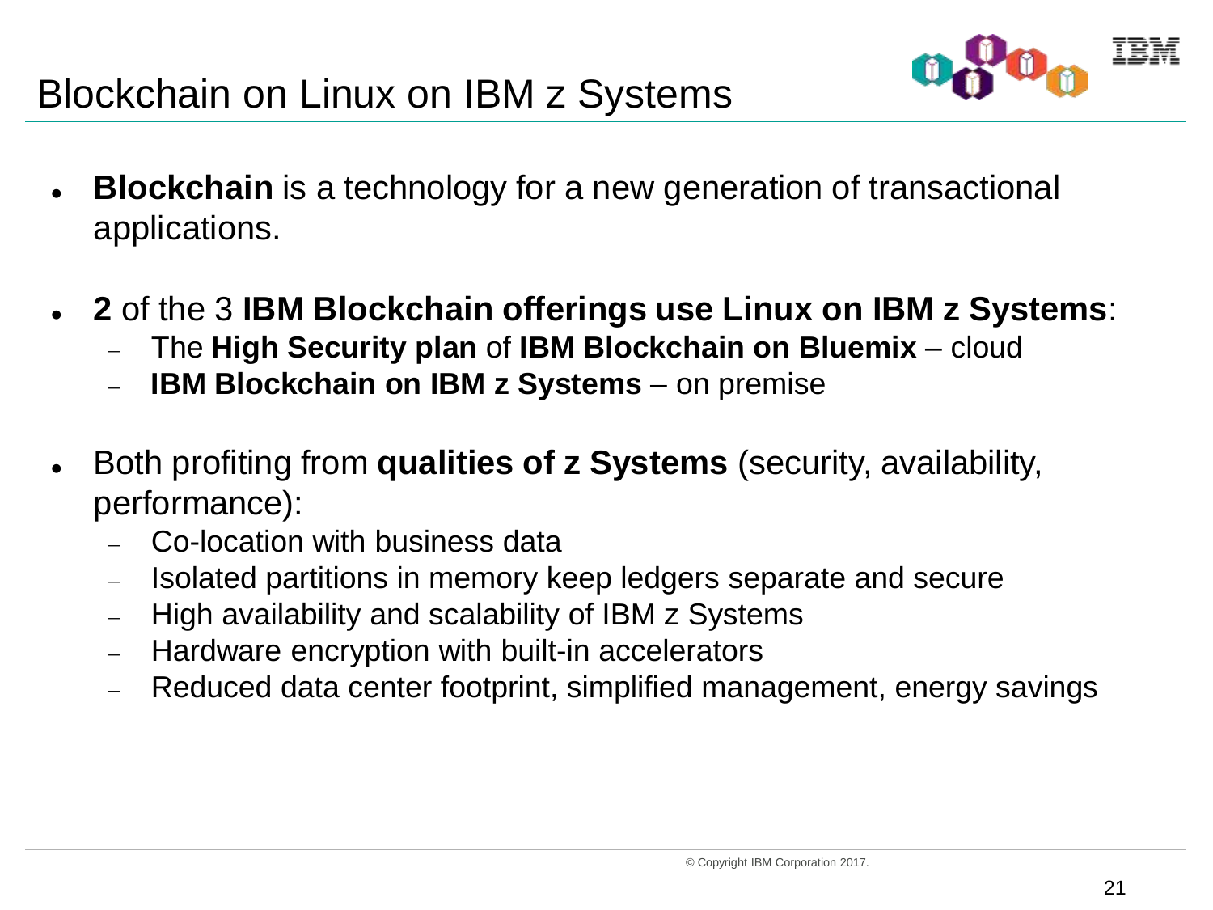# Blockchain on Linux on IBM z Systems

- **Blockchain** is a technology for a new generation of transactional applications.

- **2** of the 3 **IBM Blockchain offerings use Linux on IBM z Systems**:
  - The **High Security plan** of **IBM Blockchain on Bluemix** – cloud
  - **IBM Blockchain on IBM z Systems** – on premise

- Both profiting from **qualities of z Systems** (security, availability, performance):
  - Co-location with business data
  - Isolated partitions in memory keep ledgers separate and secure
  - High availability and scalability of IBM z Systems
  - Hardware encryption with built-in accelerators
  - Reduced data center footprint, simplified management, energy savings

© Copyright IBM Corporation 2017.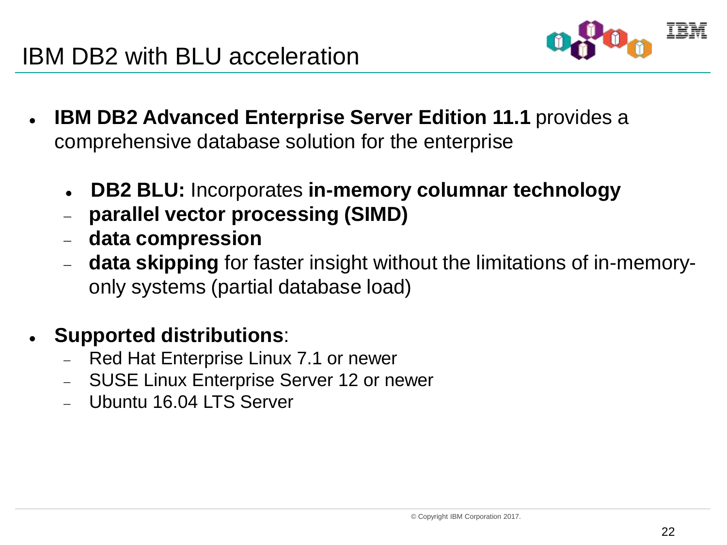# IBM DB2 with BLU acceleration

- **IBM DB2 Advanced Enterprise Server Edition 11.1** provides a comprehensive database solution for the enterprise
  - **DB2 BLU:** Incorporates **in-memory columnar technology**
  - **parallel vector processing (SIMD)**
  - **data compression**
  - **data skipping** for faster insight without the limitations of in-memory-only systems (partial database load)
- **Supported distributions**:
  - Red Hat Enterprise Linux 7.1 or newer
  - SUSE Linux Enterprise Server 12 or newer
  - Ubuntu 16.04 LTS Server

© Copyright IBM Corporation 2017.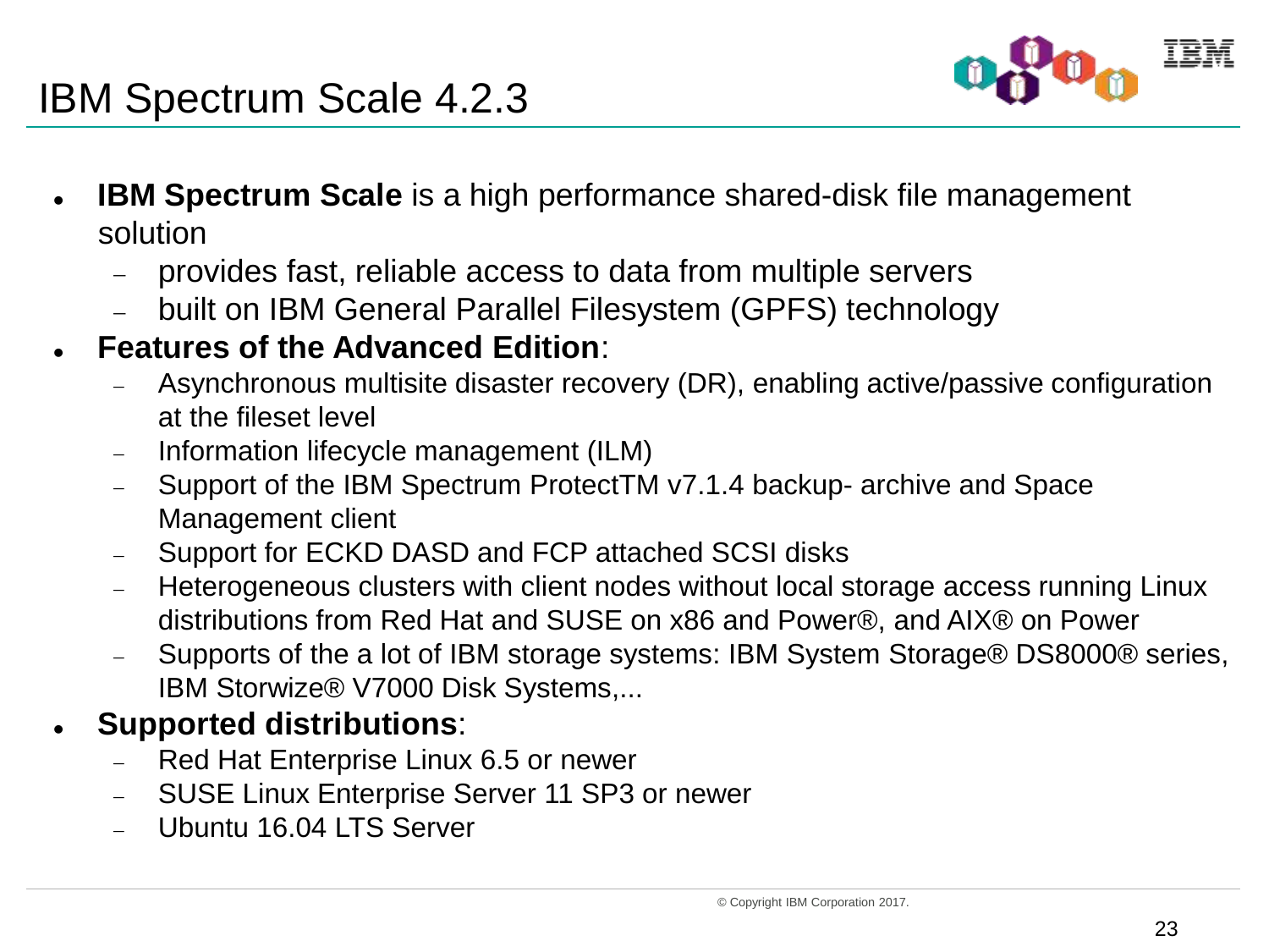# IBM Spectrum Scale 4.2.3

- **IBM Spectrum Scale** is a high performance shared-disk file management solution
  - provides fast, reliable access to data from multiple servers
  - built on IBM General Parallel Filesystem (GPFS) technology
- **Features of the Advanced Edition**:
  - Asynchronous multisite disaster recovery (DR), enabling active/passive configuration at the fileset level
  - Information lifecycle management (ILM)
  - Support of the IBM Spectrum ProtectTM v7.1.4 backup- archive and Space Management client
  - Support for ECKD DASD and FCP attached SCSI disks
  - Heterogeneous clusters with client nodes without local storage access running Linux distributions from Red Hat and SUSE on x86 and Power®, and AIX® on Power
  - Supports of the a lot of IBM storage systems: IBM System Storage® DS8000® series, IBM Storwize® V7000 Disk Systems,...
- **Supported distributions**:
  - Red Hat Enterprise Linux 6.5 or newer
  - SUSE Linux Enterprise Server 11 SP3 or newer
  - Ubuntu 16.04 LTS Server

© Copyright IBM Corporation 2017.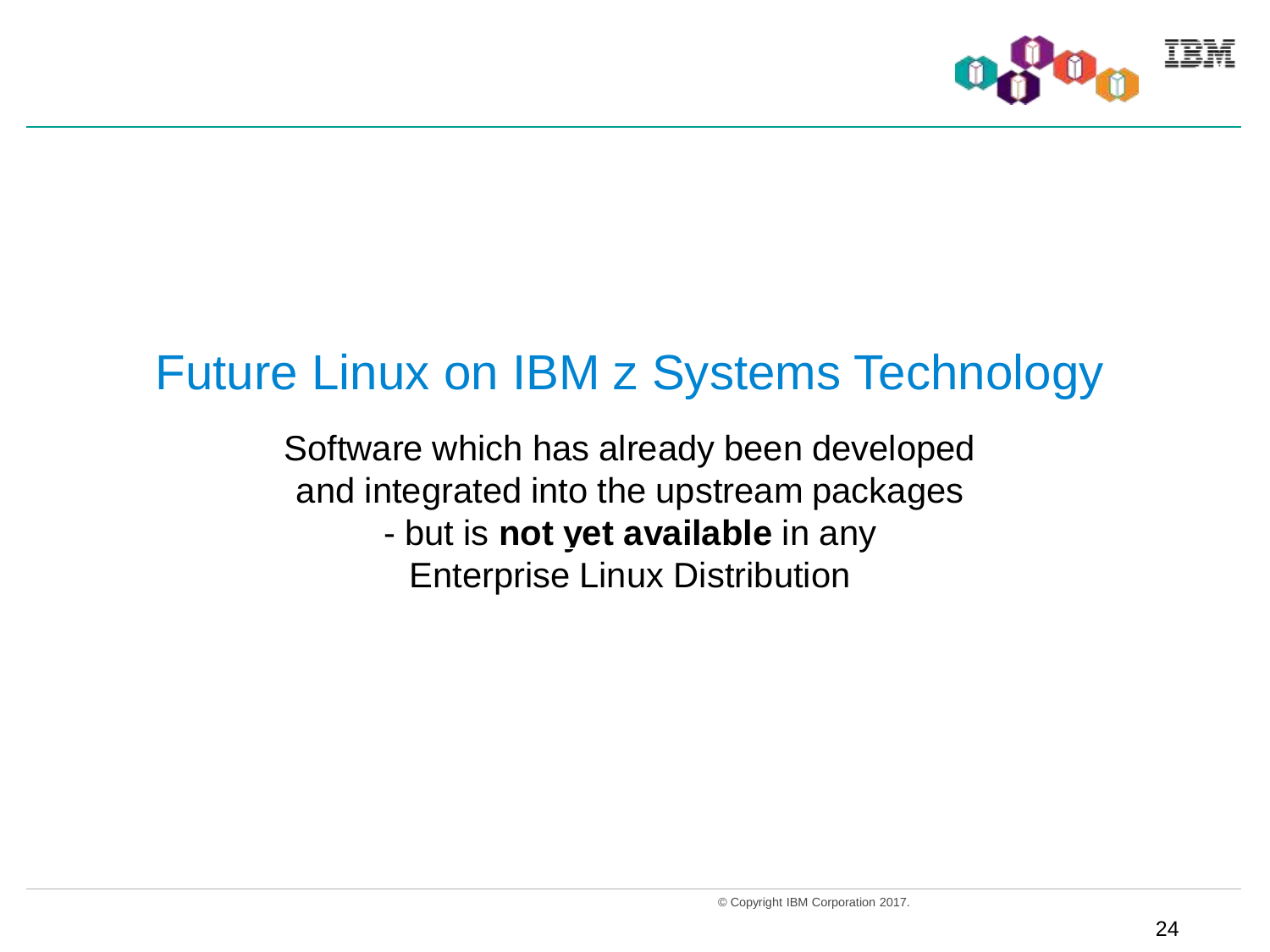# Future Linux on IBM z Systems Technology

Software which has already been developed and integrated into the upstream packages - but is **not yet available** in any Enterprise Linux Distribution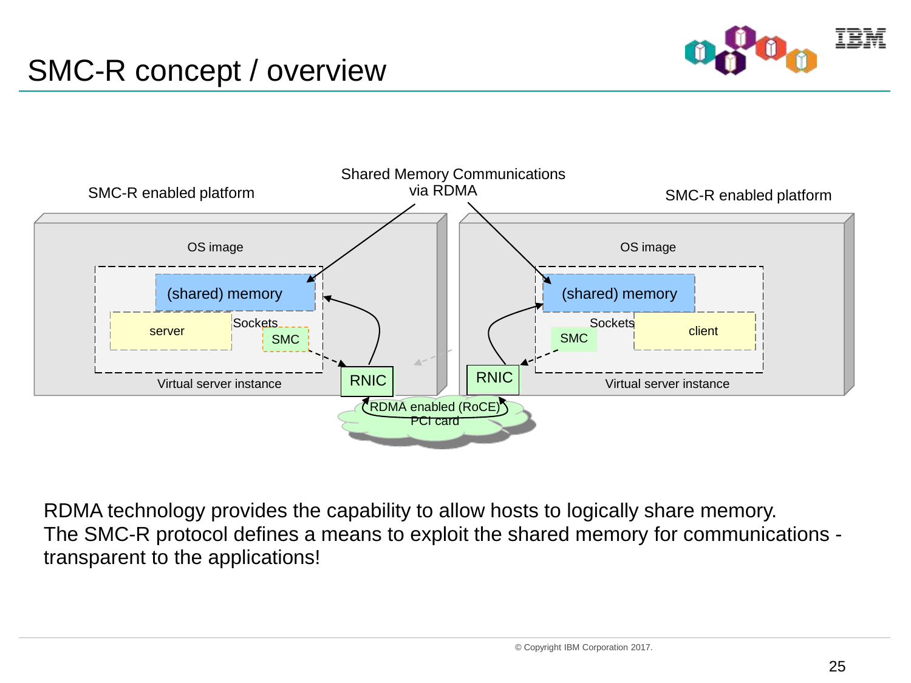# SMC-R concept / overview

SMC-R enabled platform

Shared Memory Communications via RDMA

SMC-R enabled platform

OS image

(shared) memory

server

Sockets

SMC

RNIC

Virtual server instance

OS image

(shared) memory

Sockets

SMC

client

RNIC

Virtual server instance

RDMA enabled (RoCE) PCI card

RDMA technology provides the capability to allow hosts to logically share memory.
The SMC-R protocol defines a means to exploit the shared memory for communications - transparent to the applications!

© Copyright IBM Corporation 2017.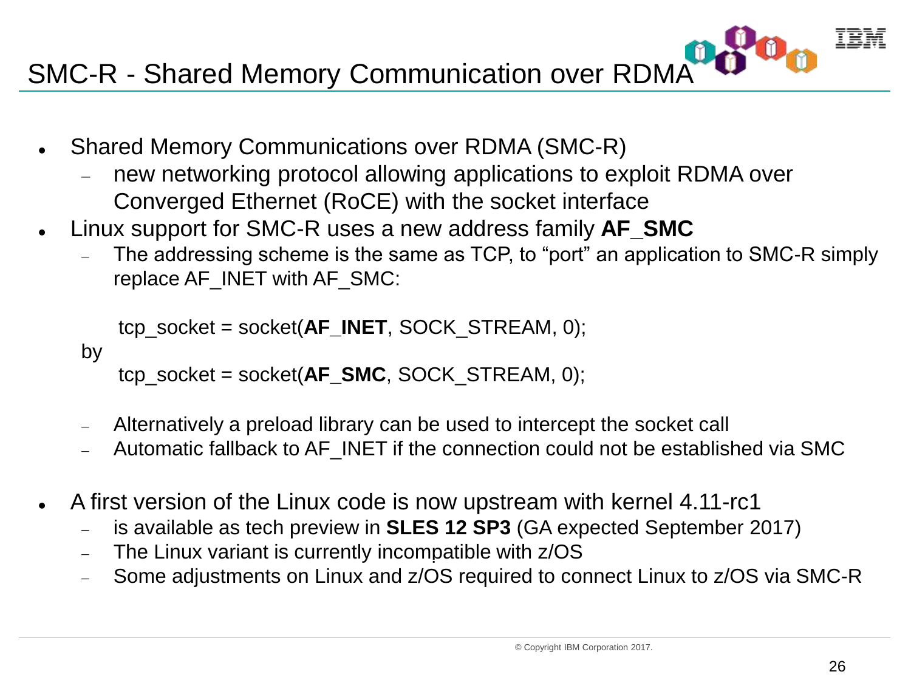# SMC-R - Shared Memory Communication over RDMA

- Shared Memory Communications over RDMA (SMC-R)
  - new networking protocol allowing applications to exploit RDMA over Converged Ethernet (RoCE) with the socket interface
- Linux support for SMC-R uses a new address family **AF_SMC**
  - The addressing scheme is the same as TCP, to "port" an application to SMC-R simply replace AF_INET with AF_SMC:

```
tcp_socket = socket(AF_INET, SOCK_STREAM, 0);
```

by

```
tcp_socket = socket(AF_SMC, SOCK_STREAM, 0);
```

  - Alternatively a preload library can be used to intercept the socket call
  - Automatic fallback to AF_INET if the connection could not be established via SMC

- A first version of the Linux code is now upstream with kernel 4.11-rc1
  - is available as tech preview in **SLES 12 SP3** (GA expected September 2017)
  - The Linux variant is currently incompatible with z/OS
  - Some adjustments on Linux and z/OS required to connect Linux to z/OS via SMC-R

© Copyright IBM Corporation 2017.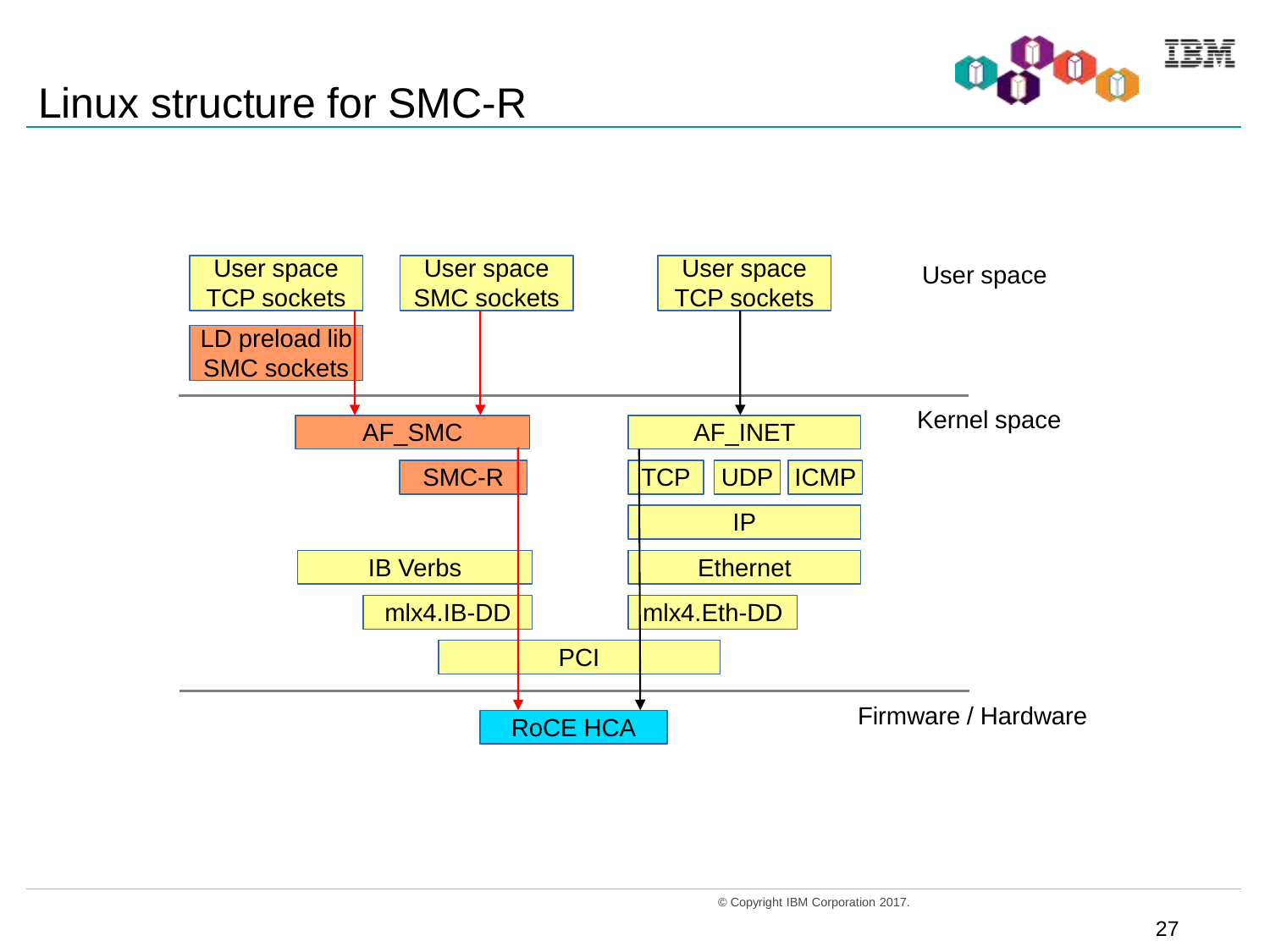# Linux structure for SMC-R

User space

| User space TCP sockets | User space SMC sockets | User space TCP sockets |
| --- | --- | --- |
| LD preload lib SMC sockets | | |

Kernel space

- AF_SMC
  - SMC-R
  - IB Verbs
  - mlx4.IB-DD
- AF_INET
  - TCP | UDP | ICMP
  - IP
  - Ethernet
  - mlx4.Eth-DD
- PCI

Firmware / Hardware

- RoCE HCA

© Copyright IBM Corporation 2017.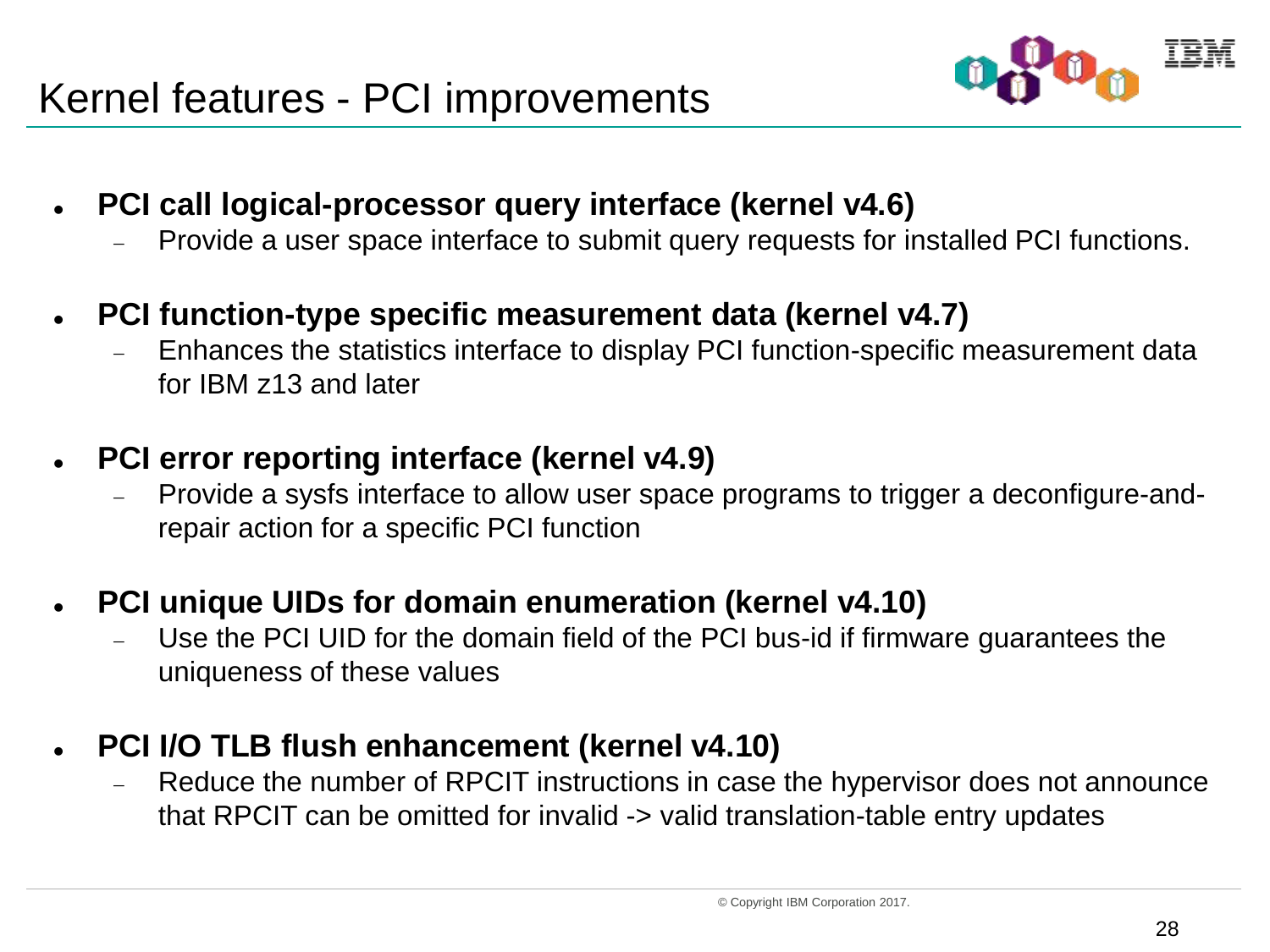# Kernel features - PCI improvements

- **PCI call logical-processor query interface (kernel v4.6)**
  - Provide a user space interface to submit query requests for installed PCI functions.

- **PCI function-type specific measurement data (kernel v4.7)**
  - Enhances the statistics interface to display PCI function-specific measurement data for IBM z13 and later

- **PCI error reporting interface (kernel v4.9)**
  - Provide a sysfs interface to allow user space programs to trigger a deconfigure-and-repair action for a specific PCI function

- **PCI unique UIDs for domain enumeration (kernel v4.10)**
  - Use the PCI UID for the domain field of the PCI bus-id if firmware guarantees the uniqueness of these values

- **PCI I/O TLB flush enhancement (kernel v4.10)**
  - Reduce the number of RPCIT instructions in case the hypervisor does not announce that RPCIT can be omitted for invalid -> valid translation-table entry updates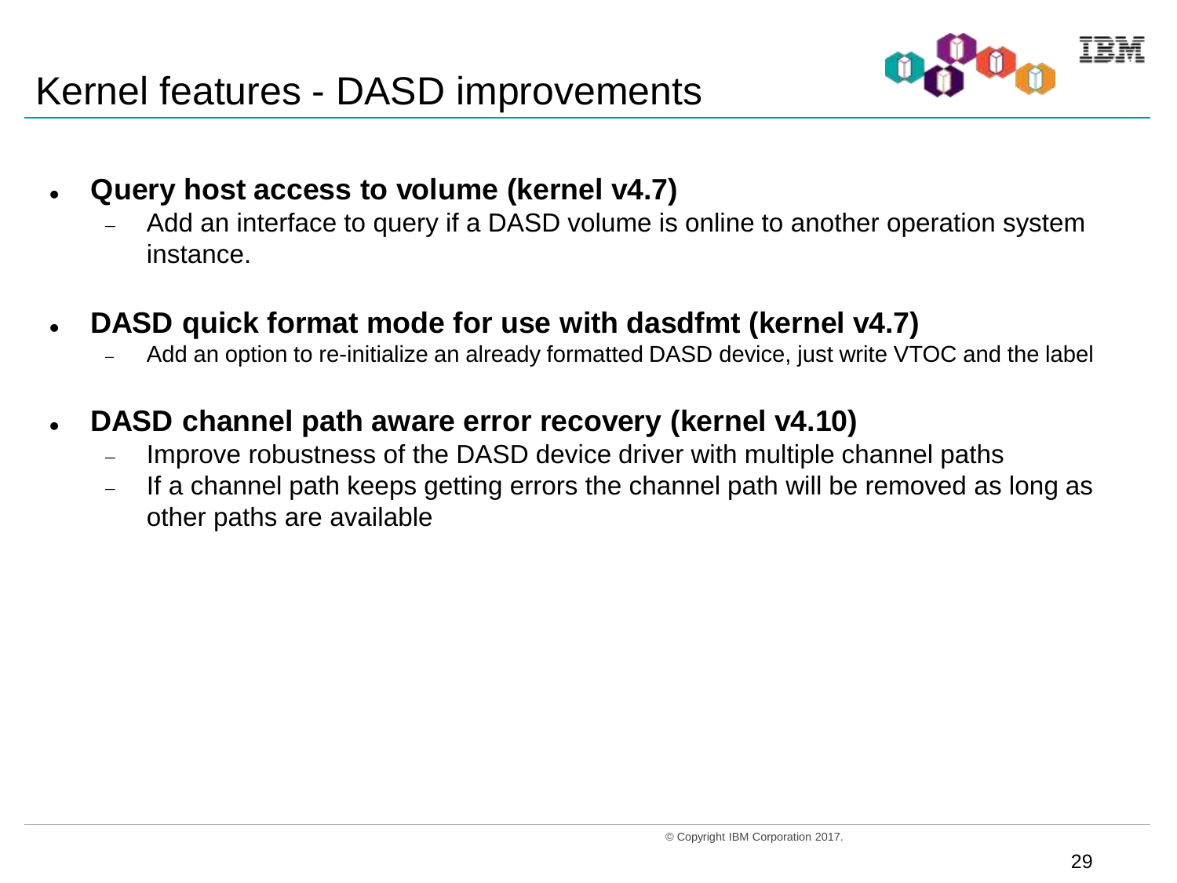# Kernel features - DASD improvements

- **Query host access to volume (kernel v4.7)**
  - Add an interface to query if a DASD volume is online to another operation system instance.
- **DASD quick format mode for use with dasdfmt (kernel v4.7)**
  - Add an option to re-initialize an already formatted DASD device, just write VTOC and the label
- **DASD channel path aware error recovery (kernel v4.10)**
  - Improve robustness of the DASD device driver with multiple channel paths
  - If a channel path keeps getting errors the channel path will be removed as long as other paths are available

© Copyright IBM Corporation 2017.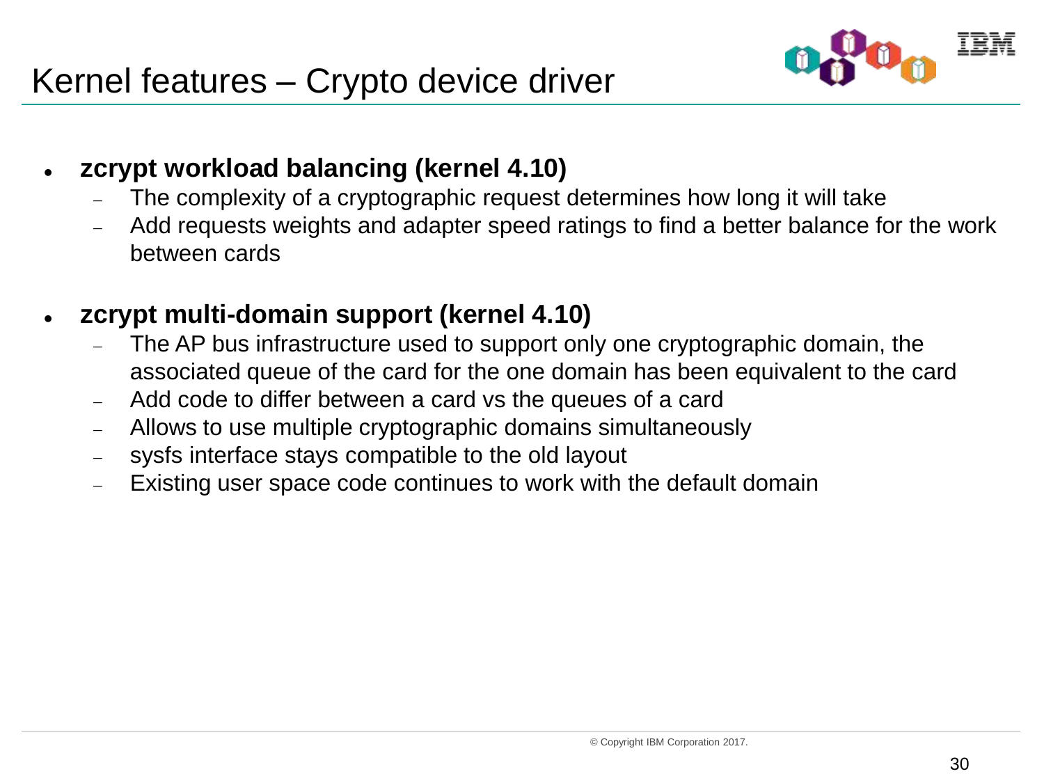# Kernel features – Crypto device driver

- **zcrypt workload balancing (kernel 4.10)**
  - The complexity of a cryptographic request determines how long it will take
  - Add requests weights and adapter speed ratings to find a better balance for the work between cards

- **zcrypt multi-domain support (kernel 4.10)**
  - The AP bus infrastructure used to support only one cryptographic domain, the associated queue of the card for the one domain has been equivalent to the card
  - Add code to differ between a card vs the queues of a card
  - Allows to use multiple cryptographic domains simultaneously
  - sysfs interface stays compatible to the old layout
  - Existing user space code continues to work with the default domain

© Copyright IBM Corporation 2017.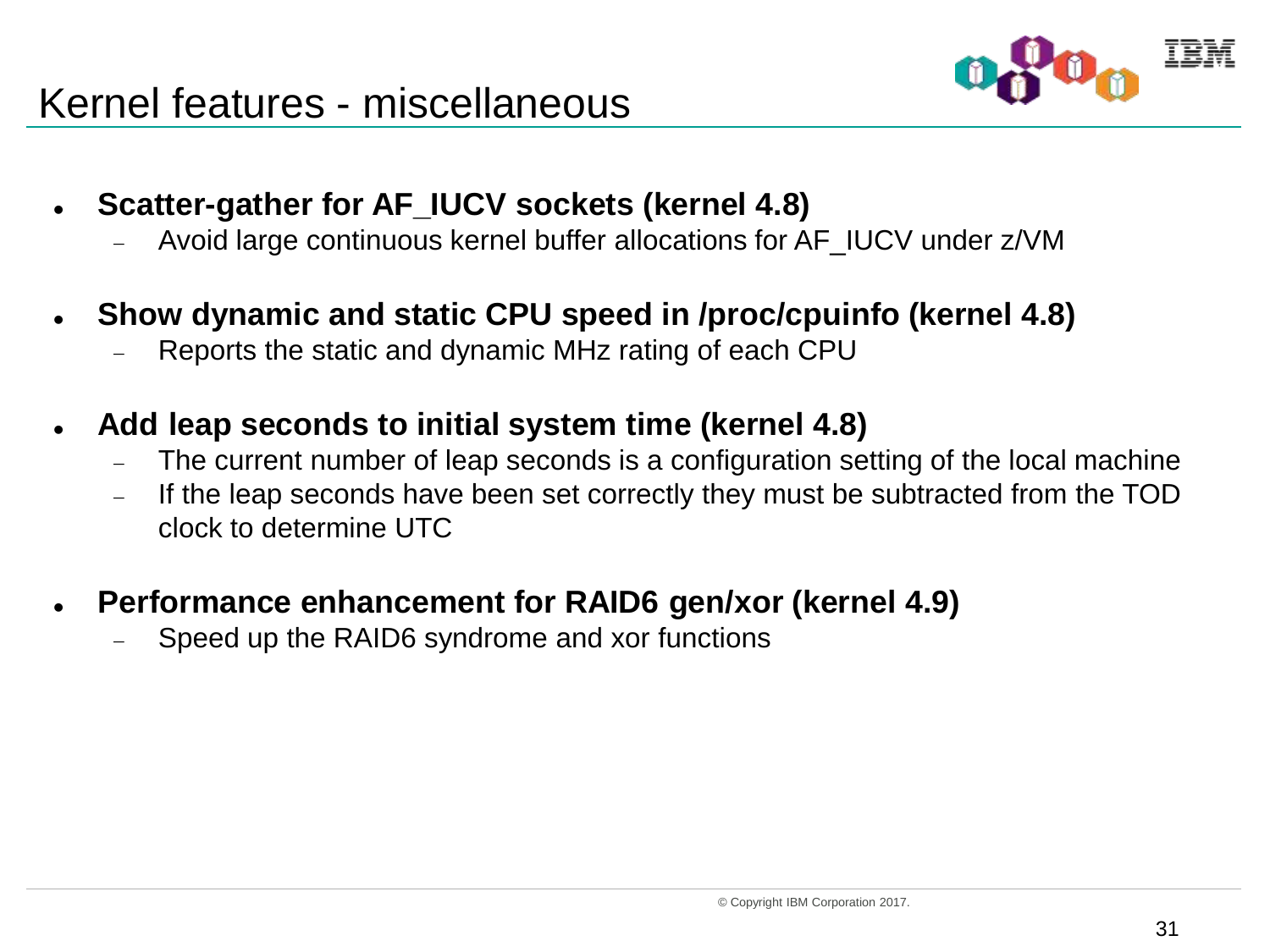# Kernel features - miscellaneous

- **Scatter-gather for AF_IUCV sockets (kernel 4.8)**
  - Avoid large continuous kernel buffer allocations for AF_IUCV under z/VM
- **Show dynamic and static CPU speed in /proc/cpuinfo (kernel 4.8)**
  - Reports the static and dynamic MHz rating of each CPU
- **Add leap seconds to initial system time (kernel 4.8)**
  - The current number of leap seconds is a configuration setting of the local machine
  - If the leap seconds have been set correctly they must be subtracted from the TOD clock to determine UTC
- **Performance enhancement for RAID6 gen/xor (kernel 4.9)**
  - Speed up the RAID6 syndrome and xor functions

© Copyright IBM Corporation 2017.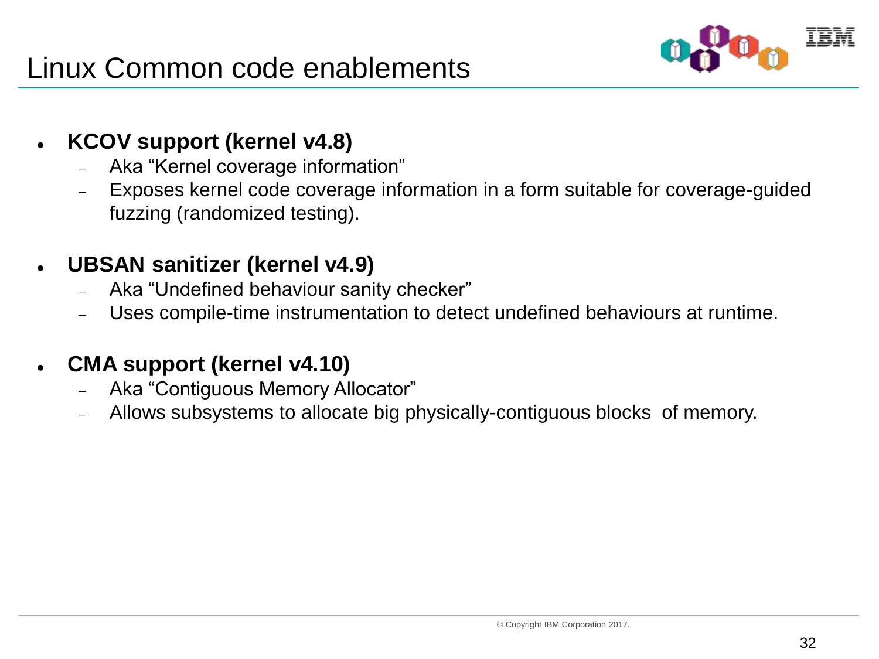# Linux Common code enablements

- **KCOV support (kernel v4.8)**
  - Aka “Kernel coverage information”
  - Exposes kernel code coverage information in a form suitable for coverage-guided fuzzing (randomized testing).

- **UBSAN sanitizer (kernel v4.9)**
  - Aka “Undefined behaviour sanity checker”
  - Uses compile-time instrumentation to detect undefined behaviours at runtime.

- **CMA support (kernel v4.10)**
  - Aka “Contiguous Memory Allocator”
  - Allows subsystems to allocate big physically-contiguous blocks of memory.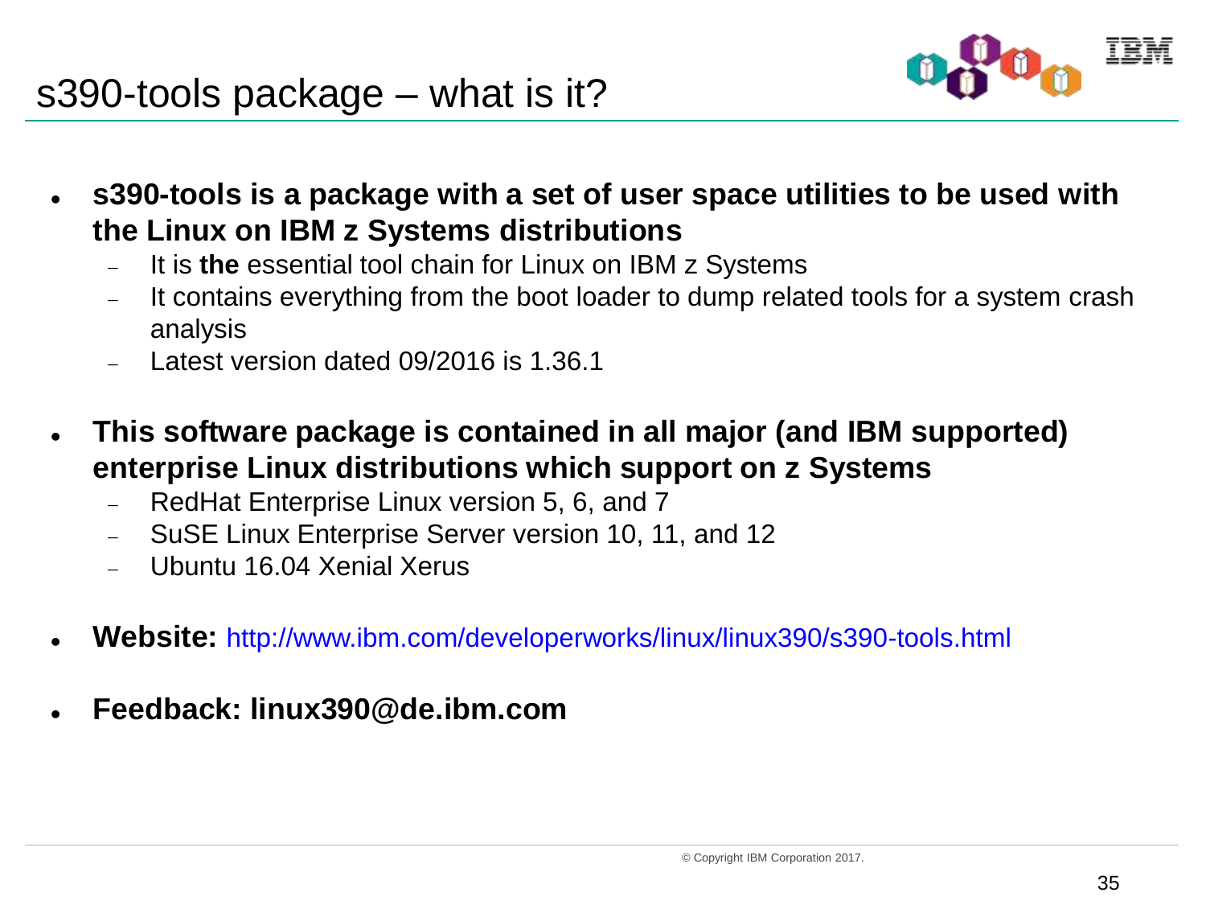# s390-tools package – what is it?

- **s390-tools is a package with a set of user space utilities to be used with the Linux on IBM z Systems distributions**
  - It is **the** essential tool chain for Linux on IBM z Systems
  - It contains everything from the boot loader to dump related tools for a system crash analysis
  - Latest version dated 09/2016 is 1.36.1

- **This software package is contained in all major (and IBM supported) enterprise Linux distributions which support on z Systems**
  - RedHat Enterprise Linux version 5, 6, and 7
  - SuSE Linux Enterprise Server version 10, 11, and 12
  - Ubuntu 16.04 Xenial Xerus

- **Website:** http://www.ibm.com/developerworks/linux/linux390/s390-tools.html

- **Feedback: linux390@de.ibm.com**

© Copyright IBM Corporation 2017.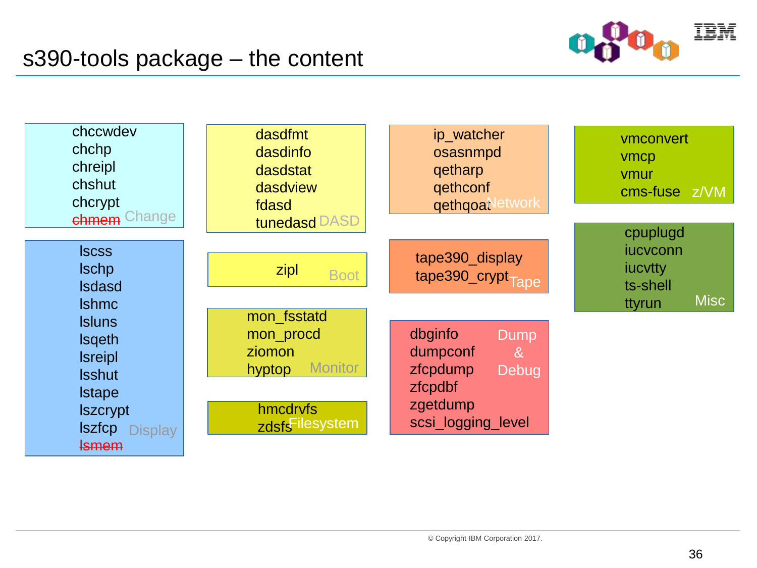# s390-tools package – the content

**Change**
- chccwdev
- chchp
- chreipl
- chshut
- chcrypt
- ~~chmem~~

**Display**
- lscss
- lschp
- lsdasd
- lshmc
- lsluns
- lsqeth
- lsreipl
- lsshut
- lstape
- lszcrypt
- lszfcp
- ~~lsmem~~

**DASD**
- dasdfmt
- dasdinfo
- dasdstat
- dasdview
- fdasd
- tunedasd

**Boot**
- zipl

**Monitor**
- mon_fsstatd
- mon_procd
- ziomon
- hyptop

**Filesystem**
- hmcdrvfs
- zdsfs

**Network**
- ip_watcher
- osasnmpd
- qetharp
- qethconf
- qethqoat

**Tape**
- tape390_display
- tape390_crypt

**Dump & Debug**
- dbginfo
- dumpconf
- zfcpdump
- zfcpdbf
- zgetdump
- scsi_logging_level

**z/VM**
- vmconvert
- vmcp
- vmur
- cms-fuse

**Misc**
- cpuplugd
- iucvconn
- iucvtty
- ts-shell
- ttyrun

© Copyright IBM Corporation 2017.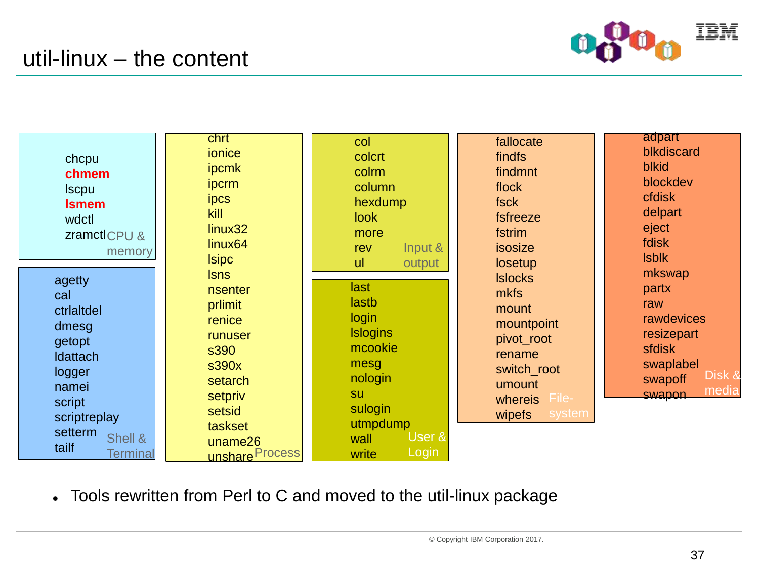# util-linux – the content

**CPU & memory**
- chcpu
- **chmem**
- lscpu
- **lsmem**
- wdctl
- zramctl

**Shell & Terminal**
- agetty
- cal
- ctrlaltdel
- dmesg
- getopt
- ldattach
- logger
- namei
- script
- scriptreplay
- setterm
- tailf

**Process**
- chrt
- ionice
- ipcmk
- ipcrm
- ipcs
- kill
- linux32
- linux64
- lsipc
- lsns
- nsenter
- prlimit
- renice
- runuser
- s390
- s390x
- setarch
- setpriv
- setsid
- taskset
- uname26
- unshare

**Input & output**
- col
- colcrt
- colrm
- column
- hexdump
- look
- more
- rev
- ul

**User & Login**
- last
- lastb
- login
- lslogins
- mcookie
- mesg
- nologin
- su
- sulogin
- utmpdump
- wall
- write

**File-system**
- fallocate
- findfs
- findmnt
- flock
- fsck
- fsfreeze
- fstrim
- isosize
- losetup
- lslocks
- mkfs
- mount
- mountpoint
- pivot_root
- rename
- switch_root
- umount
- whereis
- wipefs

**Disk & media**
- adpart
- blkdiscard
- blkid
- blockdev
- cfdisk
- delpart
- eject
- fdisk
- lsblk
- mkswap
- partx
- raw
- rawdevices
- resizepart
- sfdisk
- swaplabel
- swapoff
- swapon

- Tools rewritten from Perl to C and moved to the util-linux package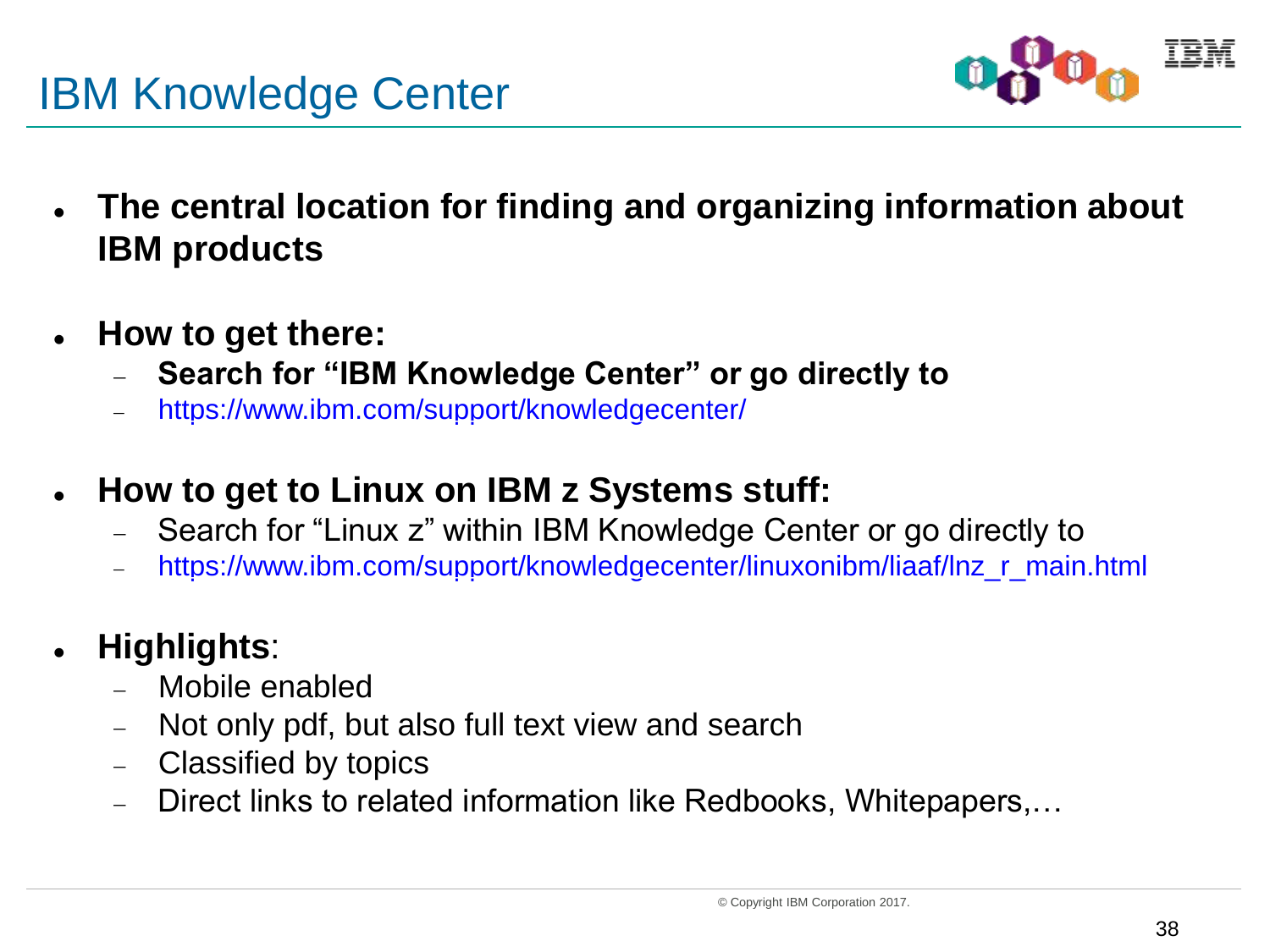# IBM Knowledge Center

- **The central location for finding and organizing information about IBM products**

- **How to get there:**
  - **Search for "IBM Knowledge Center" or go directly to**
  - https://www.ibm.com/support/knowledgecenter/

- **How to get to Linux on IBM z Systems stuff:**
  - Search for "Linux z" within IBM Knowledge Center or go directly to
  - https://www.ibm.com/support/knowledgecenter/linuxonibm/liaaf/lnz_r_main.html

- **Highlights**:
  - Mobile enabled
  - Not only pdf, but also full text view and search
  - Classified by topics
  - Direct links to related information like Redbooks, Whitepapers,…

© Copyright IBM Corporation 2017.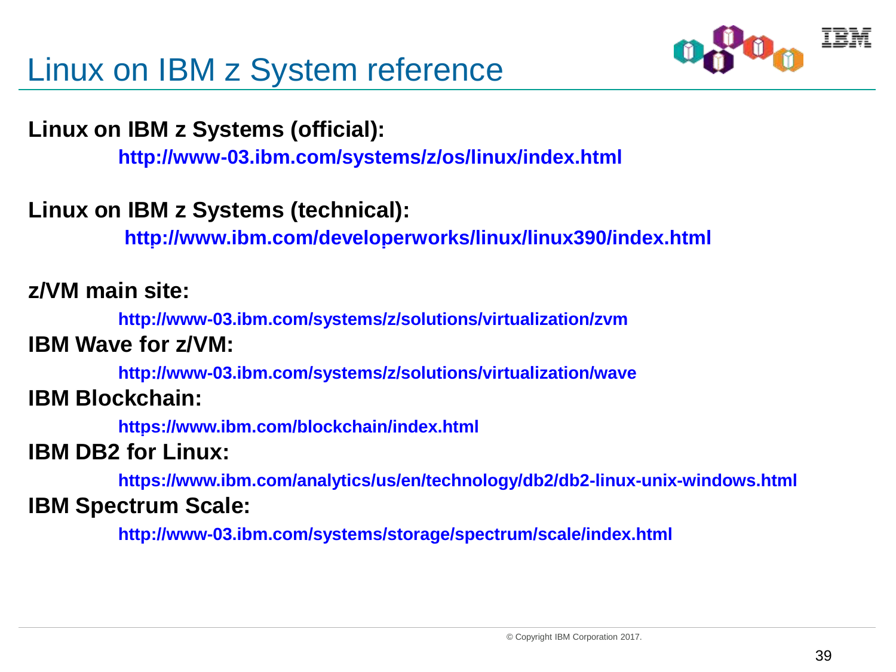# Linux on IBM z System reference

**Linux on IBM z Systems (official):**

**http://www-03.ibm.com/systems/z/os/linux/index.html**

**Linux on IBM z Systems (technical):**

**http://www.ibm.com/developerworks/linux/linux390/index.html**

**z/VM main site:**

**http://www-03.ibm.com/systems/z/solutions/virtualization/zvm**

**IBM Wave for z/VM:**

**http://www-03.ibm.com/systems/z/solutions/virtualization/wave**

**IBM Blockchain:**

**https://www.ibm.com/blockchain/index.html**

**IBM DB2 for Linux:**

**https://www.ibm.com/analytics/us/en/technology/db2/db2-linux-unix-windows.html**

**IBM Spectrum Scale:**

**http://www-03.ibm.com/systems/storage/spectrum/scale/index.html**

© Copyright IBM Corporation 2017.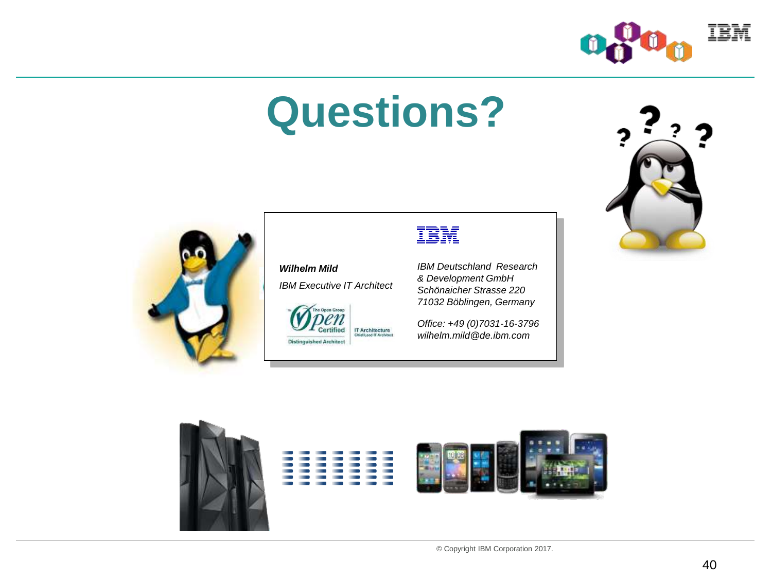# Questions?

***Wilhelm Mild***

*IBM Executive IT Architect*

*IBM Deutschland Research & Development GmbH*
*Schönaicher Strasse 220*
*71032 Böblingen, Germany*

*Office: +49 (0)7031-16-3796*
*wilhelm.mild@de.ibm.com*

© Copyright IBM Corporation 2017.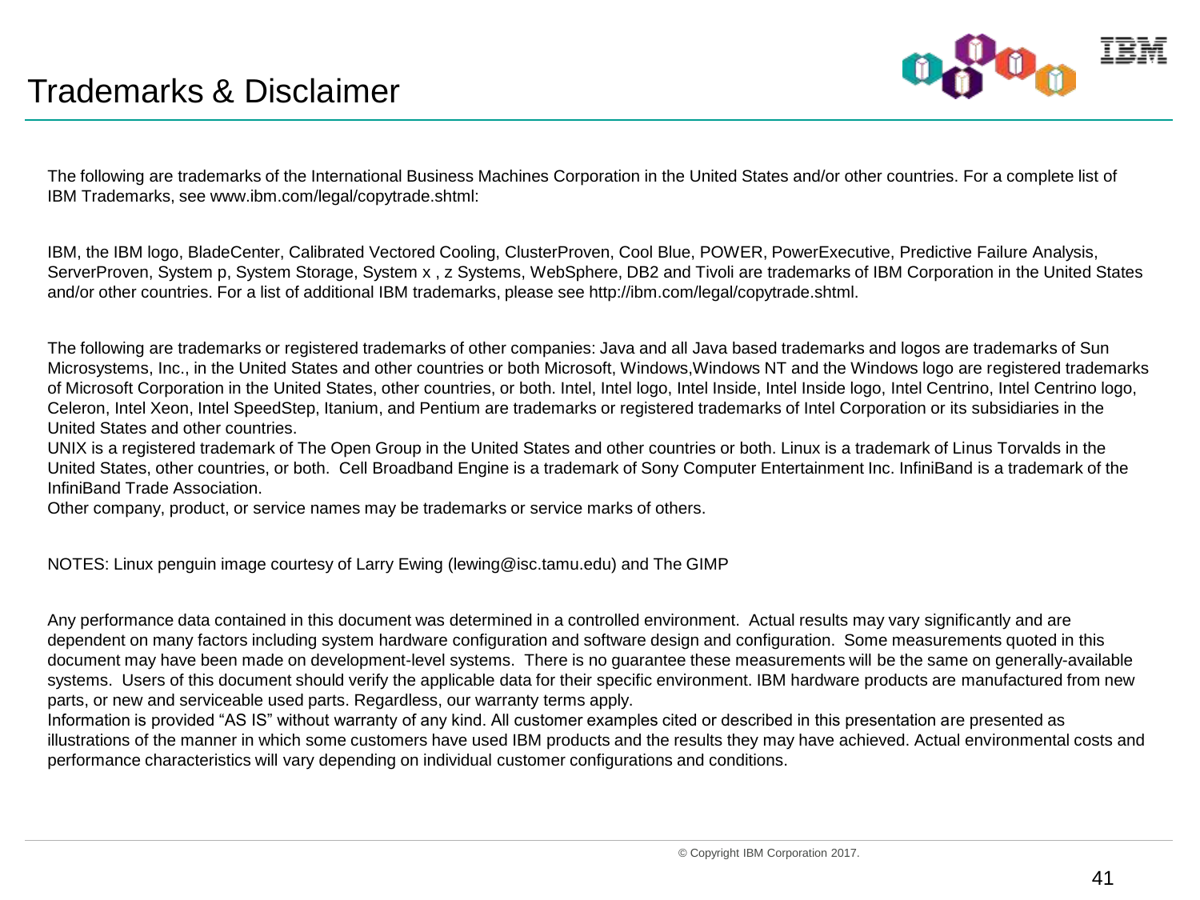# Trademarks & Disclaimer

The following are trademarks of the International Business Machines Corporation in the United States and/or other countries. For a complete list of IBM Trademarks, see www.ibm.com/legal/copytrade.shtml:

IBM, the IBM logo, BladeCenter, Calibrated Vectored Cooling, ClusterProven, Cool Blue, POWER, PowerExecutive, Predictive Failure Analysis, ServerProven, System p, System Storage, System x , z Systems, WebSphere, DB2 and Tivoli are trademarks of IBM Corporation in the United States and/or other countries. For a list of additional IBM trademarks, please see http://ibm.com/legal/copytrade.shtml.

The following are trademarks or registered trademarks of other companies: Java and all Java based trademarks and logos are trademarks of Sun Microsystems, Inc., in the United States and other countries or both Microsoft, Windows,Windows NT and the Windows logo are registered trademarks of Microsoft Corporation in the United States, other countries, or both. Intel, Intel logo, Intel Inside, Intel Inside logo, Intel Centrino, Intel Centrino logo, Celeron, Intel Xeon, Intel SpeedStep, Itanium, and Pentium are trademarks or registered trademarks of Intel Corporation or its subsidiaries in the United States and other countries.
UNIX is a registered trademark of The Open Group in the United States and other countries or both. Linux is a trademark of Linus Torvalds in the United States, other countries, or both. Cell Broadband Engine is a trademark of Sony Computer Entertainment Inc. InfiniBand is a trademark of the InfiniBand Trade Association.
Other company, product, or service names may be trademarks or service marks of others.

NOTES: Linux penguin image courtesy of Larry Ewing (lewing@isc.tamu.edu) and The GIMP

Any performance data contained in this document was determined in a controlled environment. Actual results may vary significantly and are dependent on many factors including system hardware configuration and software design and configuration. Some measurements quoted in this document may have been made on development-level systems. There is no guarantee these measurements will be the same on generally-available systems. Users of this document should verify the applicable data for their specific environment. IBM hardware products are manufactured from new parts, or new and serviceable used parts. Regardless, our warranty terms apply.
Information is provided "AS IS" without warranty of any kind. All customer examples cited or described in this presentation are presented as illustrations of the manner in which some customers have used IBM products and the results they may have achieved. Actual environmental costs and performance characteristics will vary depending on individual customer configurations and conditions.

© Copyright IBM Corporation 2017.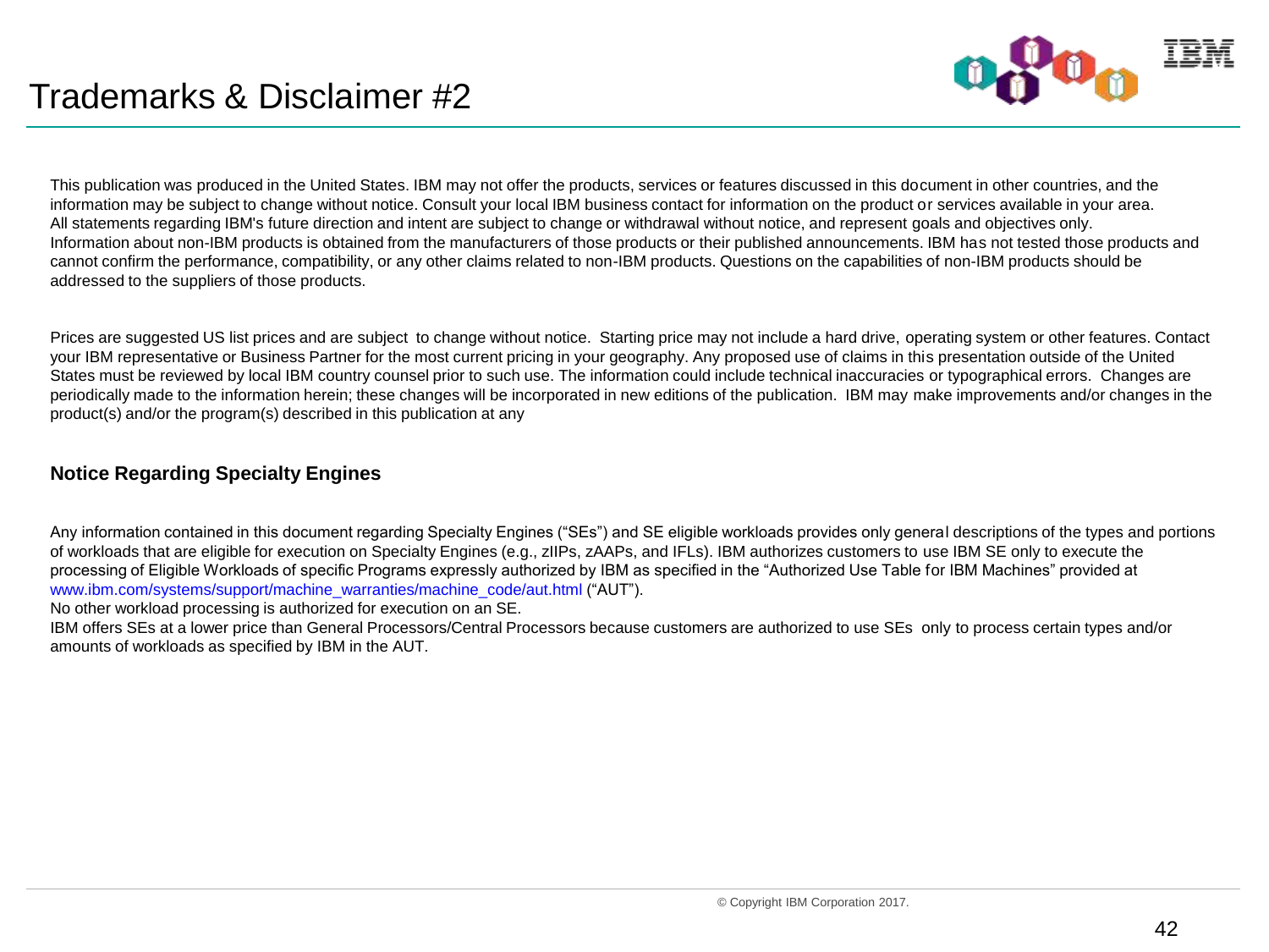# Trademarks & Disclaimer #2

This publication was produced in the United States. IBM may not offer the products, services or features discussed in this document in other countries, and the information may be subject to change without notice. Consult your local IBM business contact for information on the product or services available in your area.
All statements regarding IBM's future direction and intent are subject to change or withdrawal without notice, and represent goals and objectives only.
Information about non-IBM products is obtained from the manufacturers of those products or their published announcements. IBM has not tested those products and cannot confirm the performance, compatibility, or any other claims related to non-IBM products. Questions on the capabilities of non-IBM products should be addressed to the suppliers of those products.

Prices are suggested US list prices and are subject to change without notice. Starting price may not include a hard drive, operating system or other features. Contact your IBM representative or Business Partner for the most current pricing in your geography. Any proposed use of claims in this presentation outside of the United States must be reviewed by local IBM country counsel prior to such use. The information could include technical inaccuracies or typographical errors. Changes are periodically made to the information herein; these changes will be incorporated in new editions of the publication. IBM may make improvements and/or changes in the product(s) and/or the program(s) described in this publication at any

**Notice Regarding Specialty Engines**

Any information contained in this document regarding Specialty Engines ("SEs") and SE eligible workloads provides only general descriptions of the types and portions of workloads that are eligible for execution on Specialty Engines (e.g., zIIPs, zAAPs, and IFLs). IBM authorizes customers to use IBM SE only to execute the processing of Eligible Workloads of specific Programs expressly authorized by IBM as specified in the "Authorized Use Table for IBM Machines" provided at www.ibm.com/systems/support/machine_warranties/machine_code/aut.html ("AUT").
No other workload processing is authorized for execution on an SE.
IBM offers SEs at a lower price than General Processors/Central Processors because customers are authorized to use SEs only to process certain types and/or amounts of workloads as specified by IBM in the AUT.

© Copyright IBM Corporation 2017.